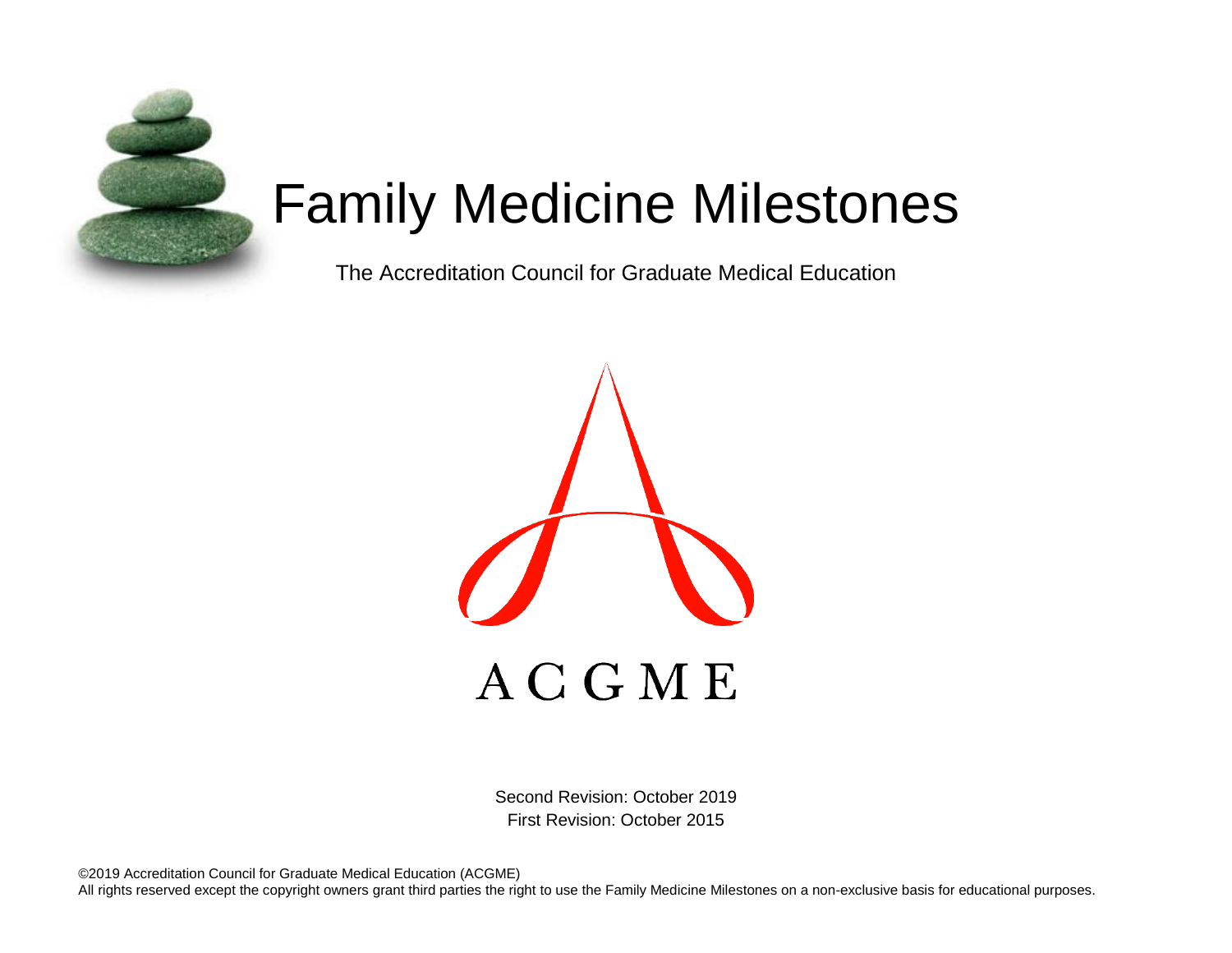# Family Medicine Milestones

The Accreditation Council for Graduate Medical Education

ACGME

Second Revision: October 2019
First Revision: October 2015

©2019 Accreditation Council for Graduate Medical Education (ACGME)
All rights reserved except the copyright owners grant third parties the right to use the Family Medicine Milestones on a non-exclusive basis for educational purposes.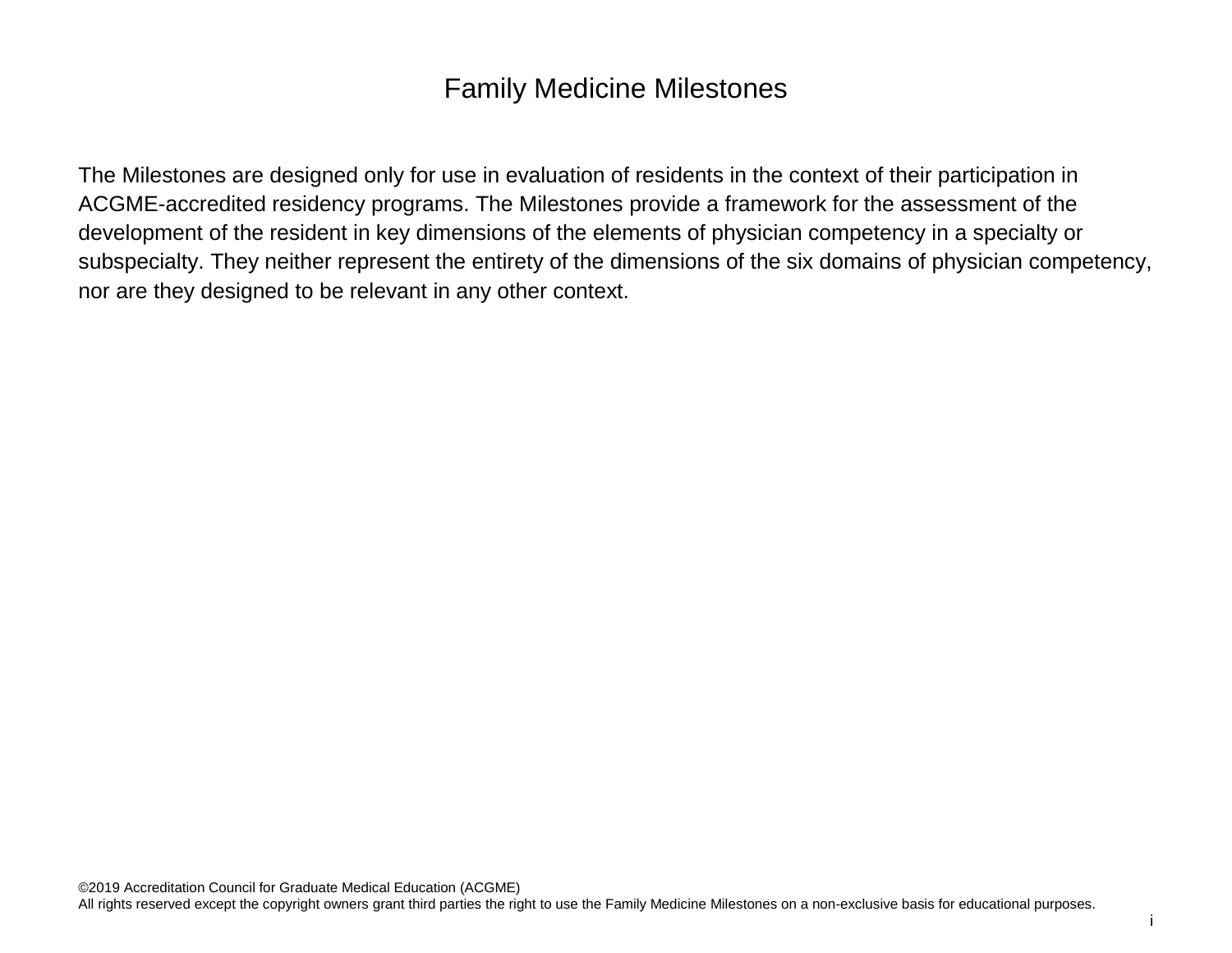# Family Medicine Milestones

The Milestones are designed only for use in evaluation of residents in the context of their participation in ACGME-accredited residency programs. The Milestones provide a framework for the assessment of the development of the resident in key dimensions of the elements of physician competency in a specialty or subspecialty. They neither represent the entirety of the dimensions of the six domains of physician competency, nor are they designed to be relevant in any other context.

©2019 Accreditation Council for Graduate Medical Education (ACGME)
All rights reserved except the copyright owners grant third parties the right to use the Family Medicine Milestones on a non-exclusive basis for educational purposes.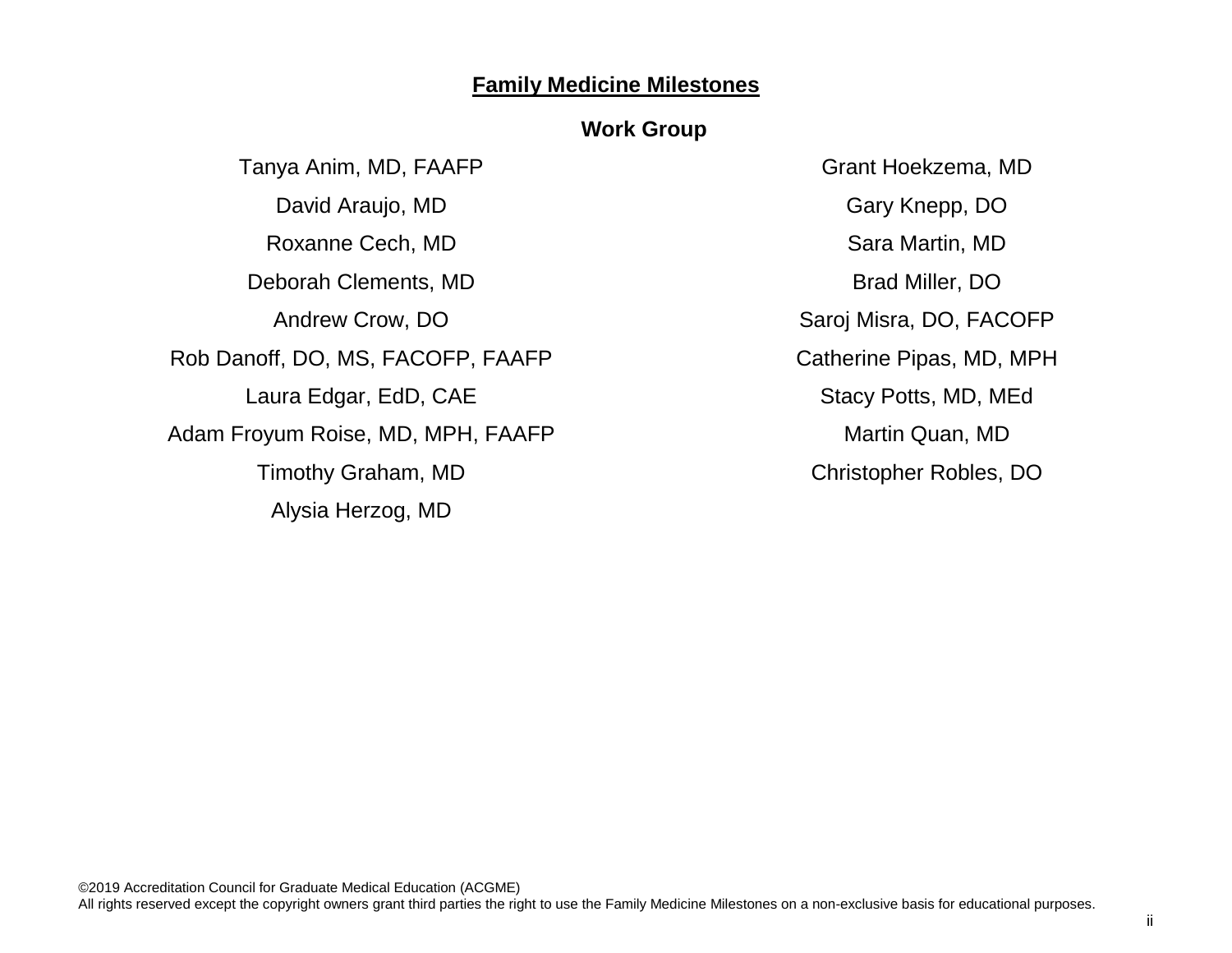**Family Medicine Milestones**

**Work Group**

Tanya Anim, MD, FAAFP

David Araujo, MD

Roxanne Cech, MD

Deborah Clements, MD

Andrew Crow, DO

Rob Danoff, DO, MS, FACOFP, FAAFP

Laura Edgar, EdD, CAE

Adam Froyum Roise, MD, MPH, FAAFP

Timothy Graham, MD

Alysia Herzog, MD

Grant Hoekzema, MD

Gary Knepp, DO

Sara Martin, MD

Brad Miller, DO

Saroj Misra, DO, FACOFP

Catherine Pipas, MD, MPH

Stacy Potts, MD, MEd

Martin Quan, MD

Christopher Robles, DO

©2019 Accreditation Council for Graduate Medical Education (ACGME)
All rights reserved except the copyright owners grant third parties the right to use the Family Medicine Milestones on a non-exclusive basis for educational purposes.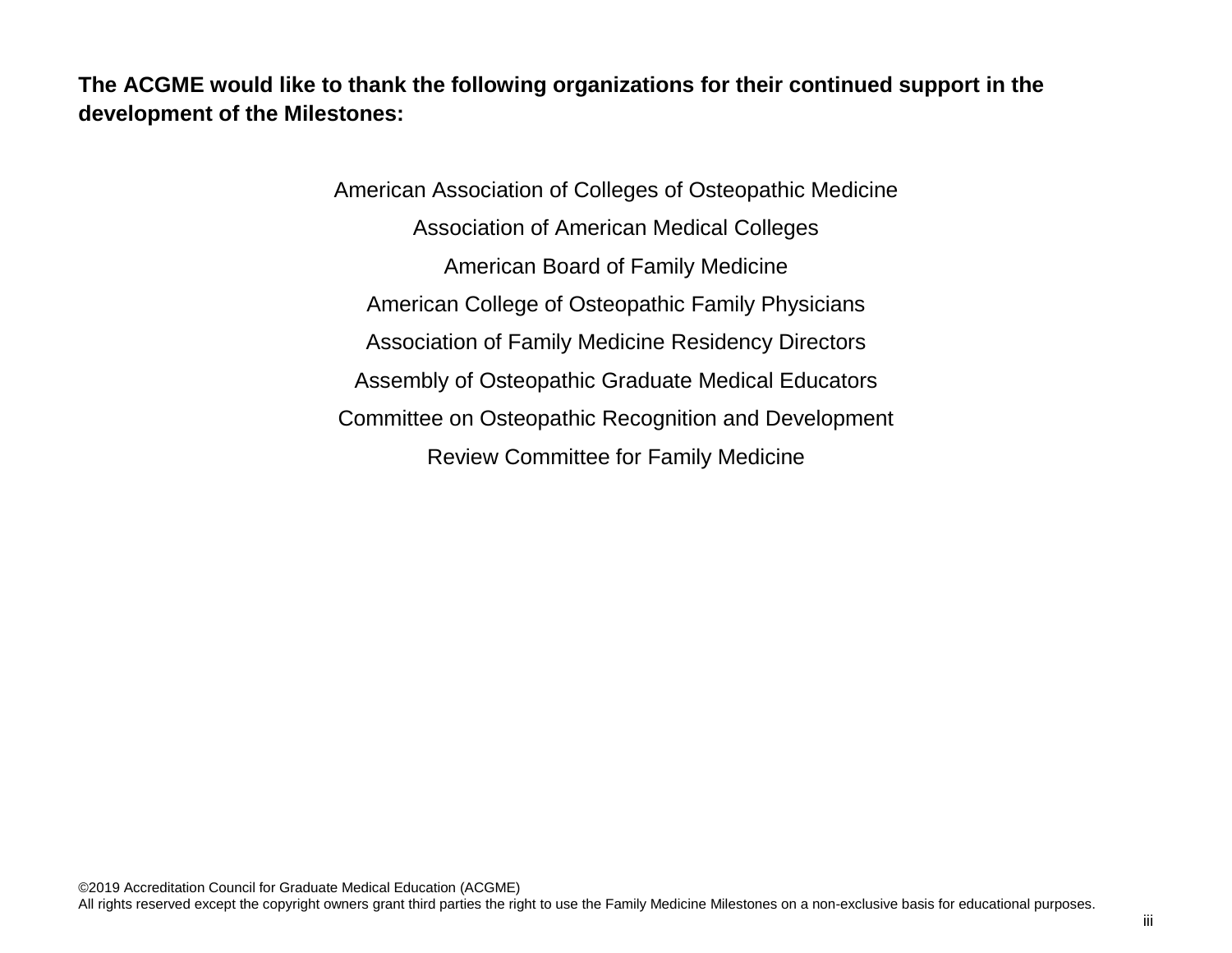**The ACGME would like to thank the following organizations for their continued support in the development of the Milestones:**

American Association of Colleges of Osteopathic Medicine

Association of American Medical Colleges

American Board of Family Medicine

American College of Osteopathic Family Physicians

Association of Family Medicine Residency Directors

Assembly of Osteopathic Graduate Medical Educators

Committee on Osteopathic Recognition and Development

Review Committee for Family Medicine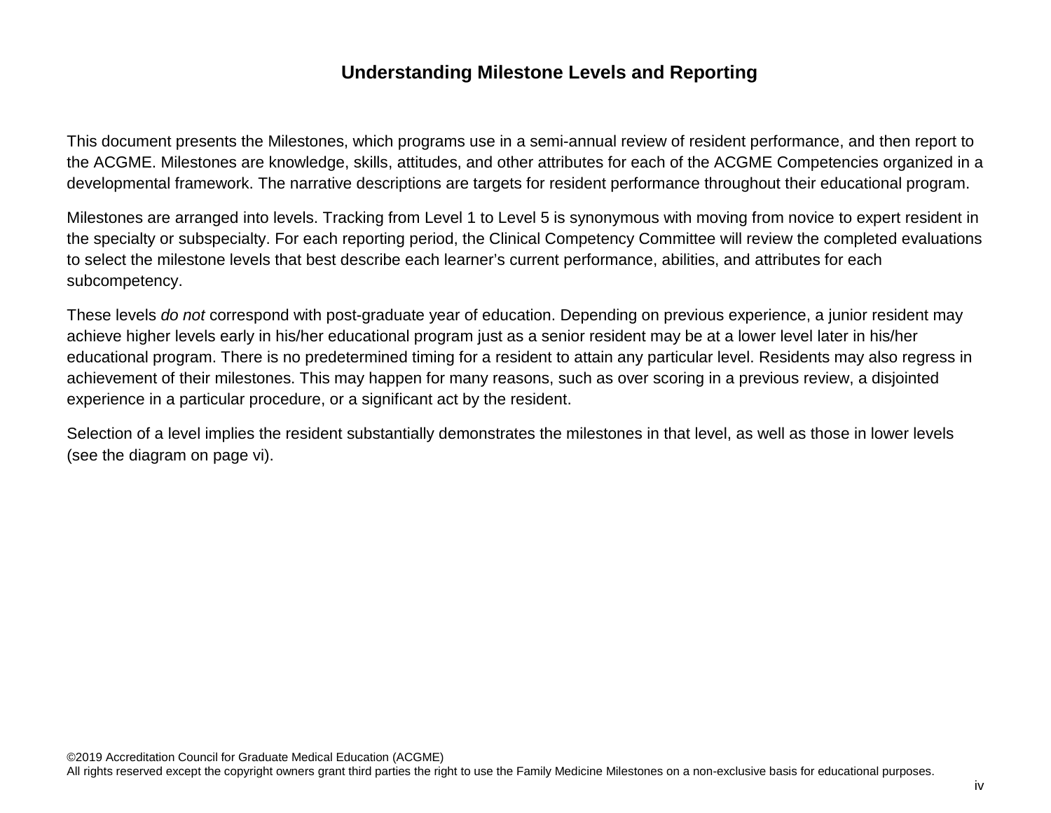# Understanding Milestone Levels and Reporting

This document presents the Milestones, which programs use in a semi-annual review of resident performance, and then report to the ACGME. Milestones are knowledge, skills, attitudes, and other attributes for each of the ACGME Competencies organized in a developmental framework. The narrative descriptions are targets for resident performance throughout their educational program.

Milestones are arranged into levels. Tracking from Level 1 to Level 5 is synonymous with moving from novice to expert resident in the specialty or subspecialty. For each reporting period, the Clinical Competency Committee will review the completed evaluations to select the milestone levels that best describe each learner's current performance, abilities, and attributes for each subcompetency.

These levels *do not* correspond with post-graduate year of education. Depending on previous experience, a junior resident may achieve higher levels early in his/her educational program just as a senior resident may be at a lower level later in his/her educational program. There is no predetermined timing for a resident to attain any particular level. Residents may also regress in achievement of their milestones. This may happen for many reasons, such as over scoring in a previous review, a disjointed experience in a particular procedure, or a significant act by the resident.

Selection of a level implies the resident substantially demonstrates the milestones in that level, as well as those in lower levels (see the diagram on page vi).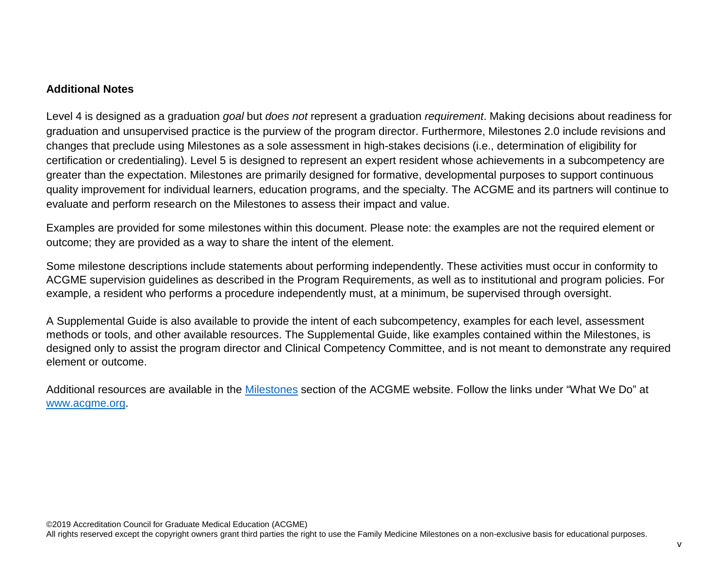**Additional Notes**

Level 4 is designed as a graduation *goal* but *does not* represent a graduation *requirement*. Making decisions about readiness for graduation and unsupervised practice is the purview of the program director. Furthermore, Milestones 2.0 include revisions and changes that preclude using Milestones as a sole assessment in high-stakes decisions (i.e., determination of eligibility for certification or credentialing). Level 5 is designed to represent an expert resident whose achievements in a subcompetency are greater than the expectation. Milestones are primarily designed for formative, developmental purposes to support continuous quality improvement for individual learners, education programs, and the specialty. The ACGME and its partners will continue to evaluate and perform research on the Milestones to assess their impact and value.

Examples are provided for some milestones within this document. Please note: the examples are not the required element or outcome; they are provided as a way to share the intent of the element.

Some milestone descriptions include statements about performing independently. These activities must occur in conformity to ACGME supervision guidelines as described in the Program Requirements, as well as to institutional and program policies. For example, a resident who performs a procedure independently must, at a minimum, be supervised through oversight.

A Supplemental Guide is also available to provide the intent of each subcompetency, examples for each level, assessment methods or tools, and other available resources. The Supplemental Guide, like examples contained within the Milestones, is designed only to assist the program director and Clinical Competency Committee, and is not meant to demonstrate any required element or outcome.

Additional resources are available in the [Milestones](https://www.acgme.org) section of the ACGME website. Follow the links under "What We Do" at [www.acgme.org](http://www.acgme.org).

©2019 Accreditation Council for Graduate Medical Education (ACGME)
All rights reserved except the copyright owners grant third parties the right to use the Family Medicine Milestones on a non-exclusive basis for educational purposes.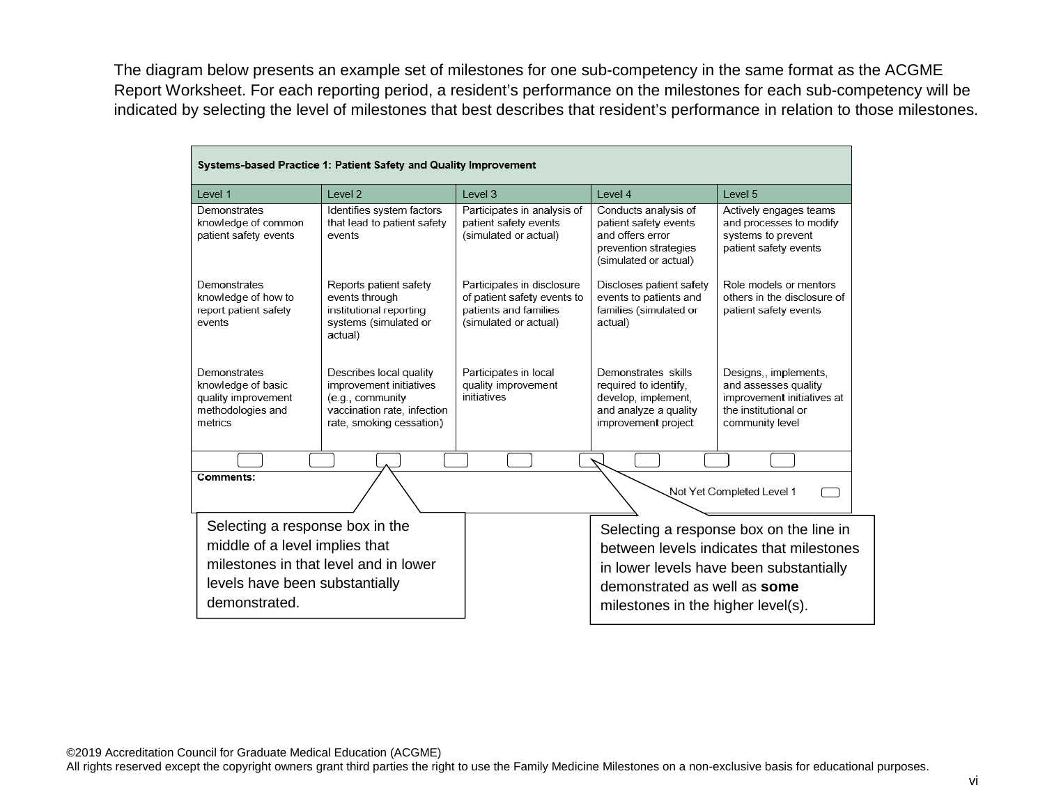The diagram below presents an example set of milestones for one sub-competency in the same format as the ACGME Report Worksheet. For each reporting period, a resident's performance on the milestones for each sub-competency will be indicated by selecting the level of milestones that best describes that resident's performance in relation to those milestones.

**Systems-based Practice 1: Patient Safety and Quality Improvement**

| Level 1 | Level 2 | Level 3 | Level 4 | Level 5 |
|---|---|---|---|---|
| Demonstrates knowledge of common patient safety events | Identifies system factors that lead to patient safety events | Participates in analysis of patient safety events (simulated or actual) | Conducts analysis of patient safety events and offers error prevention strategies (simulated or actual) | Actively engages teams and processes to modify systems to prevent patient safety events |
| Demonstrates knowledge of how to report patient safety events | Reports patient safety events through institutional reporting systems (simulated or actual) | Participates in disclosure of patient safety events to patients and families (simulated or actual) | Discloses patient safety events to patients and families (simulated or actual) | Role models or mentors others in the disclosure of patient safety events |
| Demonstrates knowledge of basic quality improvement methodologies and metrics | Describes local quality improvement initiatives (e.g., community vaccination rate, infection rate, smoking cessation) | Participates in local quality improvement initiatives | Demonstrates skills required to identify, develop, implement, and analyze a quality improvement project | Designs,, implements, and assesses quality improvement initiatives at the institutional or community level |

**Comments:**

Not Yet Completed Level 1

Selecting a response box in the middle of a level implies that milestones in that level and in lower levels have been substantially demonstrated.

Selecting a response box on the line in between levels indicates that milestones in lower levels have been substantially demonstrated as well as **some** milestones in the higher level(s).

©2019 Accreditation Council for Graduate Medical Education (ACGME)
All rights reserved except the copyright owners grant third parties the right to use the Family Medicine Milestones on a non-exclusive basis for educational purposes.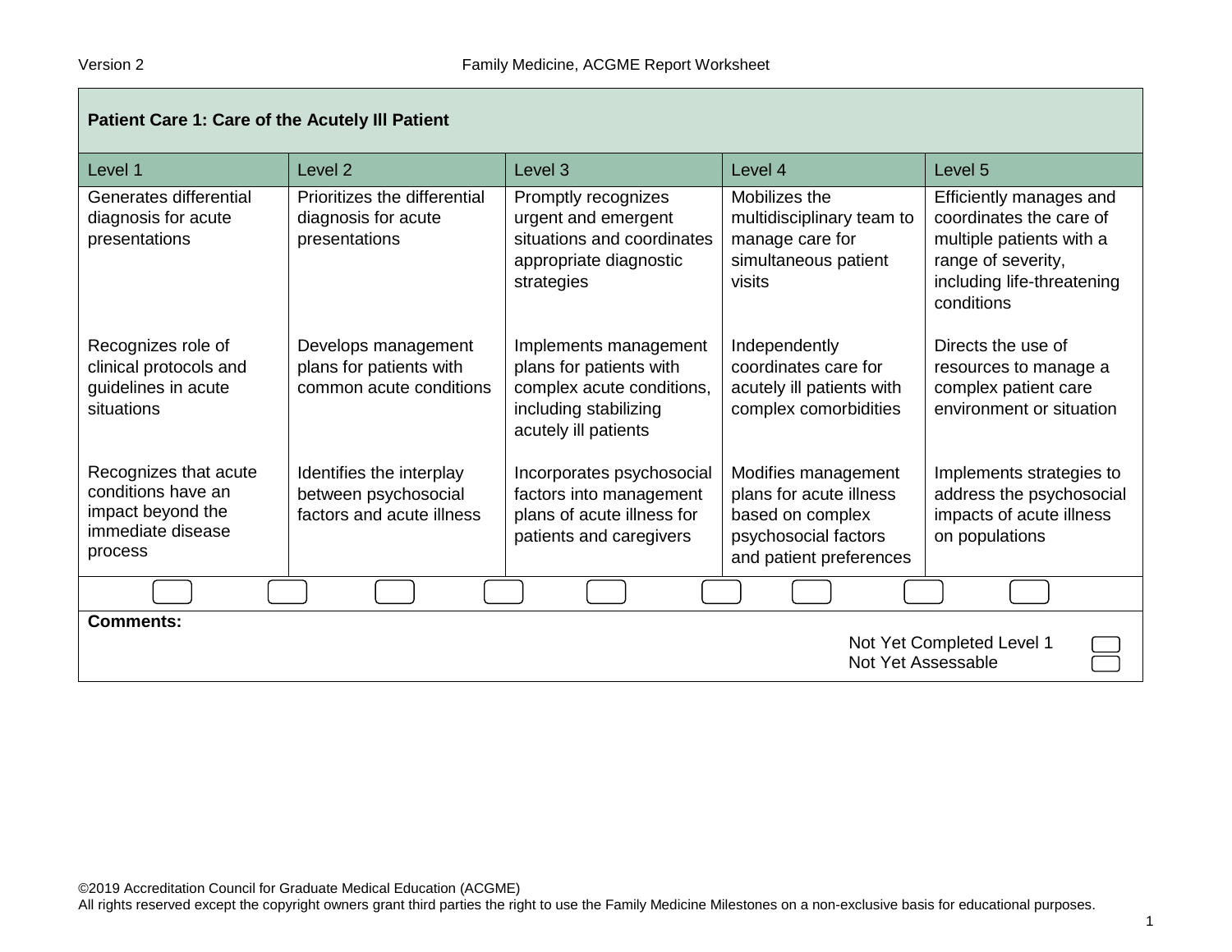## Patient Care 1: Care of the Acutely Ill Patient

| Level 1 | Level 2 | Level 3 | Level 4 | Level 5 |
|---|---|---|---|---|
| Generates differential diagnosis for acute presentations | Prioritizes the differential diagnosis for acute presentations | Promptly recognizes urgent and emergent situations and coordinates appropriate diagnostic strategies | Mobilizes the multidisciplinary team to manage care for simultaneous patient visits | Efficiently manages and coordinates the care of multiple patients with a range of severity, including life-threatening conditions |
| Recognizes role of clinical protocols and guidelines in acute situations | Develops management plans for patients with common acute conditions | Implements management plans for patients with complex acute conditions, including stabilizing acutely ill patients | Independently coordinates care for acutely ill patients with complex comorbidities | Directs the use of resources to manage a complex patient care environment or situation |
| Recognizes that acute conditions have an impact beyond the immediate disease process | Identifies the interplay between psychosocial factors and acute illness | Incorporates psychosocial factors into management plans of acute illness for patients and caregivers | Modifies management plans for acute illness based on complex psychosocial factors and patient preferences | Implements strategies to address the psychosocial impacts of acute illness on populations |

**Comments:**

Not Yet Completed Level 1

Not Yet Assessable

©2019 Accreditation Council for Graduate Medical Education (ACGME)
All rights reserved except the copyright owners grant third parties the right to use the Family Medicine Milestones on a non-exclusive basis for educational purposes.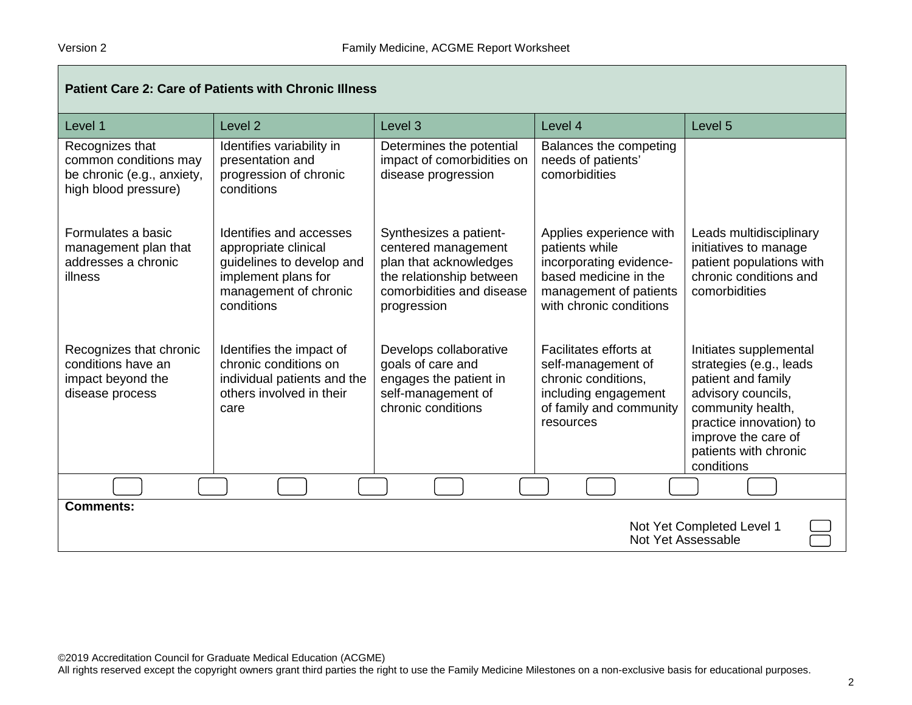## Patient Care 2: Care of Patients with Chronic Illness

| Level 1 | Level 2 | Level 3 | Level 4 | Level 5 |
|---|---|---|---|---|
| Recognizes that common conditions may be chronic (e.g., anxiety, high blood pressure) | Identifies variability in presentation and progression of chronic conditions | Determines the potential impact of comorbidities on disease progression | Balances the competing needs of patients' comorbidities | |
| Formulates a basic management plan that addresses a chronic illness | Identifies and accesses appropriate clinical guidelines to develop and implement plans for management of chronic conditions | Synthesizes a patient-centered management plan that acknowledges the relationship between comorbidities and disease progression | Applies experience with patients while incorporating evidence-based medicine in the management of patients with chronic conditions | Leads multidisciplinary initiatives to manage patient populations with chronic conditions and comorbidities |
| Recognizes that chronic conditions have an impact beyond the disease process | Identifies the impact of chronic conditions on individual patients and the others involved in their care | Develops collaborative goals of care and engages the patient in self-management of chronic conditions | Facilitates efforts at self-management of chronic conditions, including engagement of family and community resources | Initiates supplemental strategies (e.g., leads patient and family advisory councils, community health, practice innovation) to improve the care of patients with chronic conditions |

**Comments:**

Not Yet Completed Level 1

Not Yet Assessable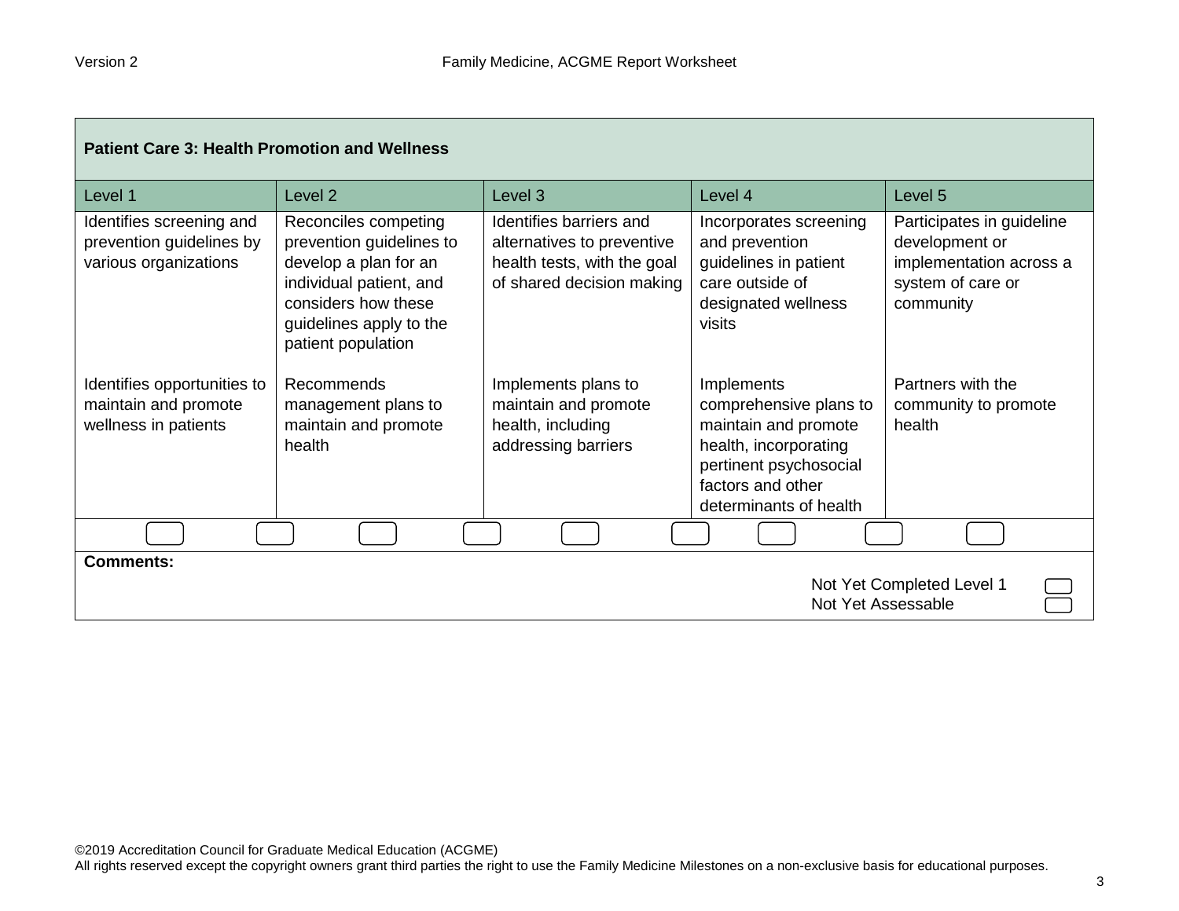| Patient Care 3: Health Promotion and Wellness | | | | |
|---|---|---|---|---|
| Level 1 | Level 2 | Level 3 | Level 4 | Level 5 |
| Identifies screening and prevention guidelines by various organizations | Reconciles competing prevention guidelines to develop a plan for an individual patient, and considers how these guidelines apply to the patient population | Identifies barriers and alternatives to preventive health tests, with the goal of shared decision making | Incorporates screening and prevention guidelines in patient care outside of designated wellness visits | Participates in guideline development or implementation across a system of care or community |
| Identifies opportunities to maintain and promote wellness in patients | Recommends management plans to maintain and promote health | Implements plans to maintain and promote health, including addressing barriers | Implements comprehensive plans to maintain and promote health, incorporating pertinent psychosocial factors and other determinants of health | Partners with the community to promote health |

**Comments:**

Not Yet Completed Level 1

Not Yet Assessable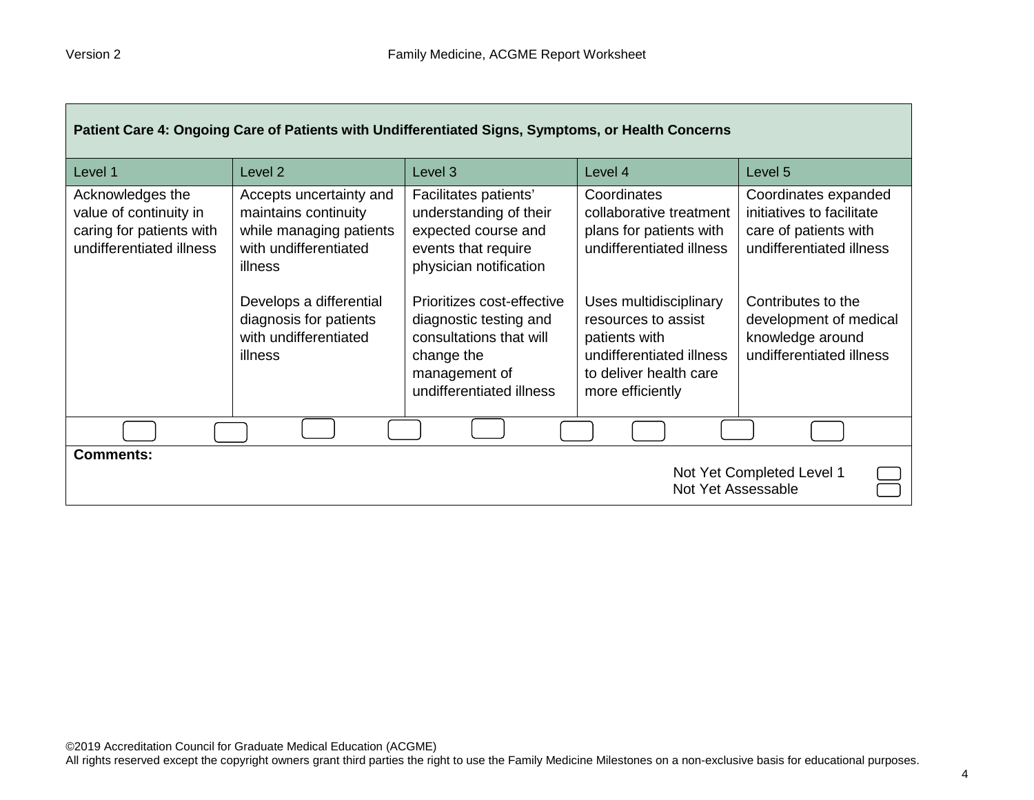| Patient Care 4: Ongoing Care of Patients with Undifferentiated Signs, Symptoms, or Health Concerns | | | | |
| --- | --- | --- | --- | --- |
| Level 1 | Level 2 | Level 3 | Level 4 | Level 5 |
| Acknowledges the value of continuity in caring for patients with undifferentiated illness | Accepts uncertainty and maintains continuity while managing patients with undifferentiated illness | Facilitates patients' understanding of their expected course and events that require physician notification | Coordinates collaborative treatment plans for patients with undifferentiated illness | Coordinates expanded initiatives to facilitate care of patients with undifferentiated illness |
| | Develops a differential diagnosis for patients with undifferentiated illness | Prioritizes cost-effective diagnostic testing and consultations that will change the management of undifferentiated illness | Uses multidisciplinary resources to assist patients with undifferentiated illness to deliver health care more efficiently | Contributes to the development of medical knowledge around undifferentiated illness |

**Comments:**

Not Yet Completed Level 1

Not Yet Assessable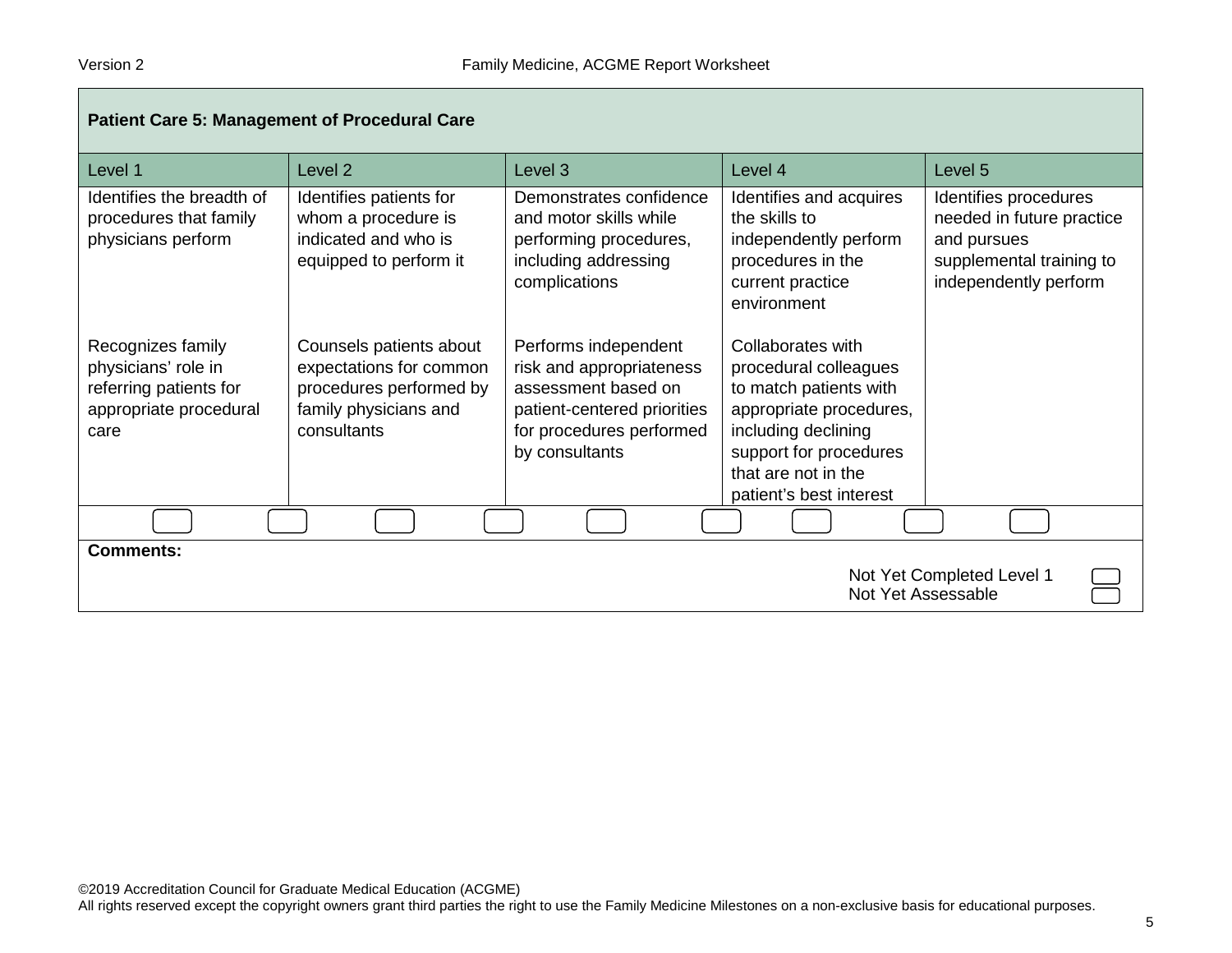| Patient Care 5: Management of Procedural Care | | | | |
|---|---|---|---|---|
| Level 1 | Level 2 | Level 3 | Level 4 | Level 5 |
| Identifies the breadth of procedures that family physicians perform | Identifies patients for whom a procedure is indicated and who is equipped to perform it | Demonstrates confidence and motor skills while performing procedures, including addressing complications | Identifies and acquires the skills to independently perform procedures in the current practice environment | Identifies procedures needed in future practice and pursues supplemental training to independently perform |
| Recognizes family physicians' role in referring patients for appropriate procedural care | Counsels patients about expectations for common procedures performed by family physicians and consultants | Performs independent risk and appropriateness assessment based on patient-centered priorities for procedures performed by consultants | Collaborates with procedural colleagues to match patients with appropriate procedures, including declining support for procedures that are not in the patient's best interest | |

**Comments:**

Not Yet Completed Level 1
Not Yet Assessable

©2019 Accreditation Council for Graduate Medical Education (ACGME)
All rights reserved except the copyright owners grant third parties the right to use the Family Medicine Milestones on a non-exclusive basis for educational purposes.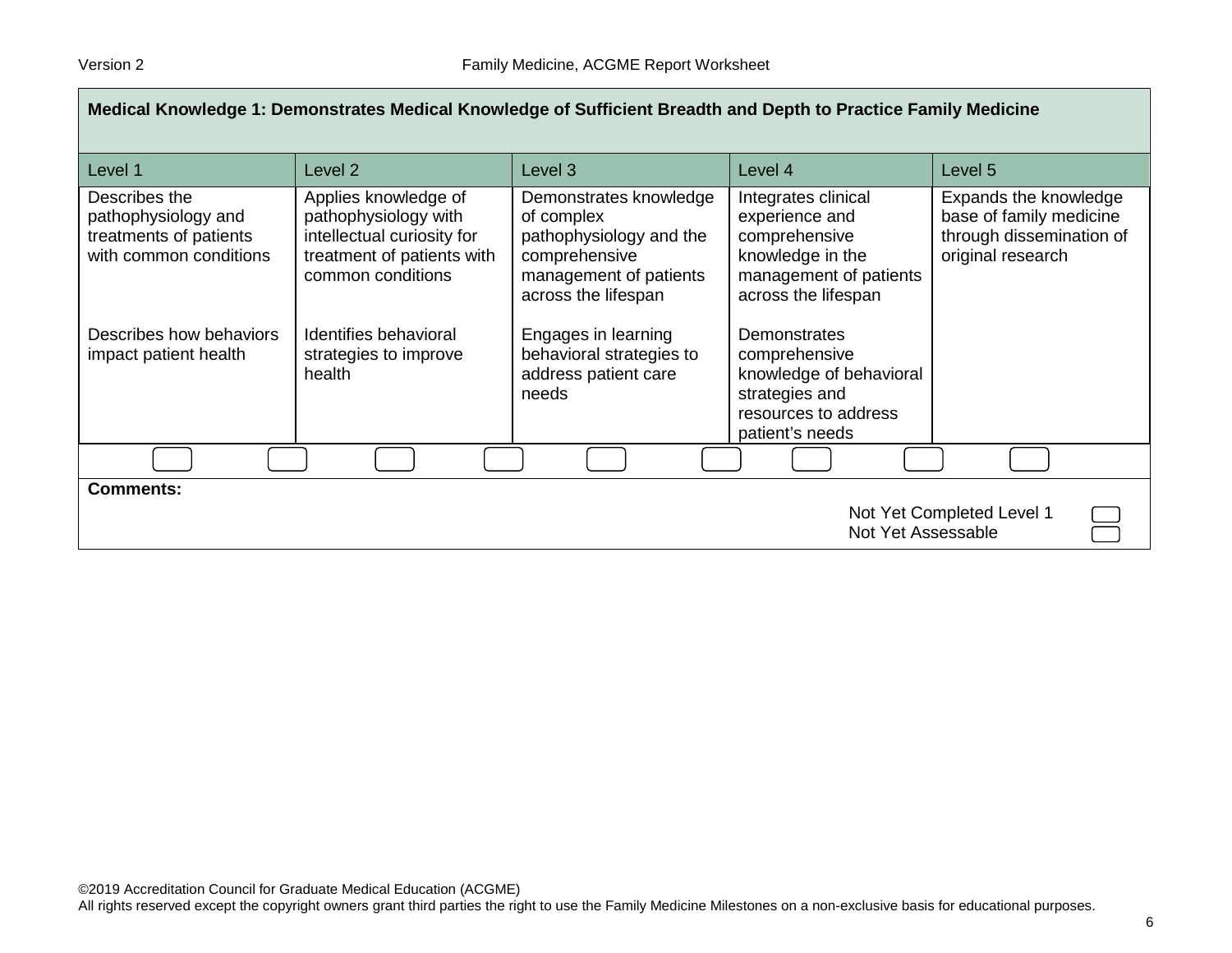## Medical Knowledge 1: Demonstrates Medical Knowledge of Sufficient Breadth and Depth to Practice Family Medicine

| Level 1 | Level 2 | Level 3 | Level 4 | Level 5 |
|---|---|---|---|---|
| Describes the pathophysiology and treatments of patients with common conditions | Applies knowledge of pathophysiology with intellectual curiosity for treatment of patients with common conditions | Demonstrates knowledge of complex pathophysiology and the comprehensive management of patients across the lifespan | Integrates clinical experience and comprehensive knowledge in the management of patients across the lifespan | Expands the knowledge base of family medicine through dissemination of original research |
| Describes how behaviors impact patient health | Identifies behavioral strategies to improve health | Engages in learning behavioral strategies to address patient care needs | Demonstrates comprehensive knowledge of behavioral strategies and resources to address patient's needs | |

**Comments:**

Not Yet Completed Level 1

Not Yet Assessable

©2019 Accreditation Council for Graduate Medical Education (ACGME)
All rights reserved except the copyright owners grant third parties the right to use the Family Medicine Milestones on a non-exclusive basis for educational purposes.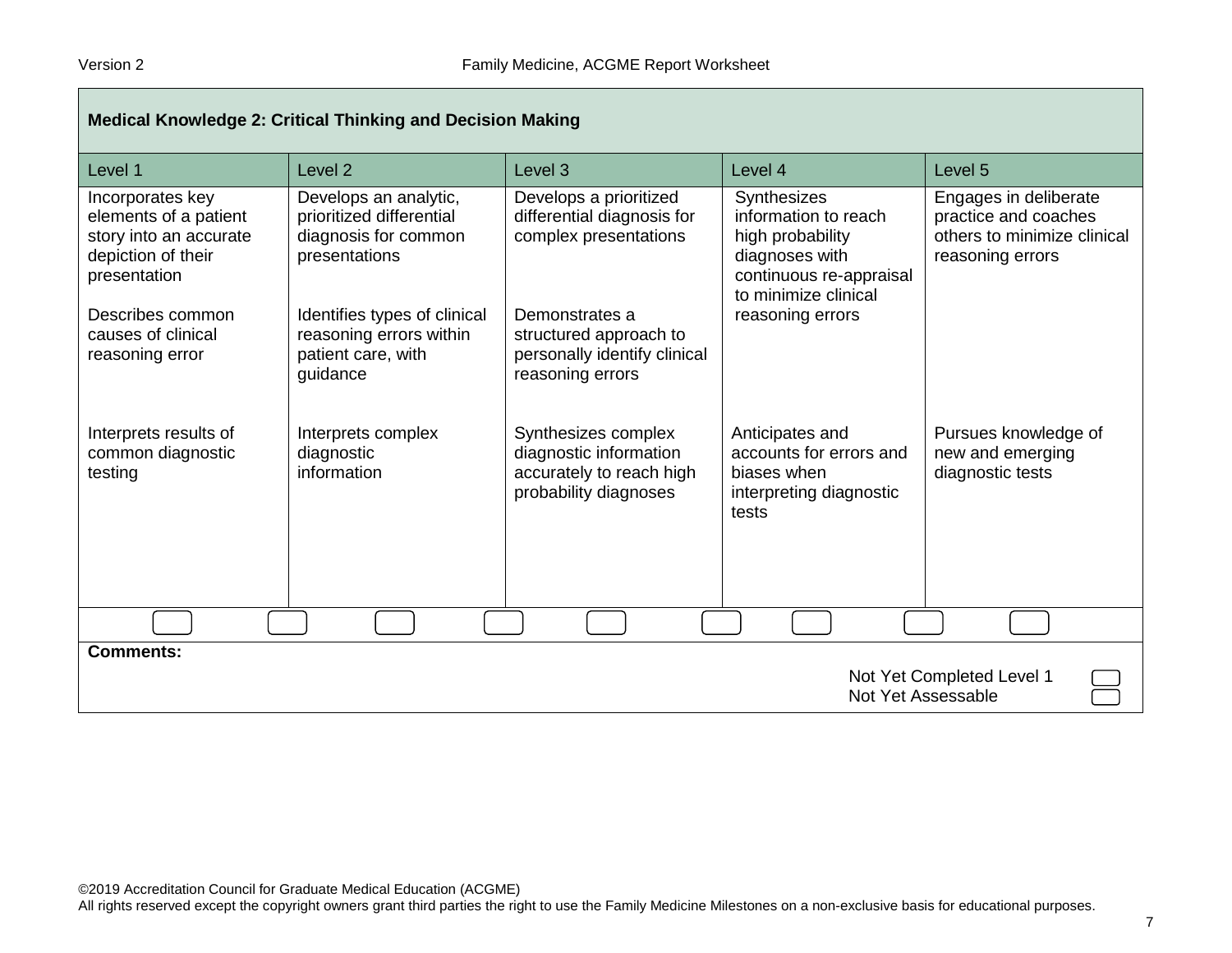## Medical Knowledge 2: Critical Thinking and Decision Making

| Level 1 | Level 2 | Level 3 | Level 4 | Level 5 |
|---|---|---|---|---|
| Incorporates key elements of a patient story into an accurate depiction of their presentation<br><br>Describes common causes of clinical reasoning error | Develops an analytic, prioritized differential diagnosis for common presentations<br><br>Identifies types of clinical reasoning errors within patient care, with guidance | Develops a prioritized differential diagnosis for complex presentations<br><br>Demonstrates a structured approach to personally identify clinical reasoning errors | Synthesizes information to reach high probability diagnoses with continuous re-appraisal to minimize clinical reasoning errors | Engages in deliberate practice and coaches others to minimize clinical reasoning errors |
| Interprets results of common diagnostic testing | Interprets complex diagnostic information | Synthesizes complex diagnostic information accurately to reach high probability diagnoses | Anticipates and accounts for errors and biases when interpreting diagnostic tests | Pursues knowledge of new and emerging diagnostic tests |

**Comments:**

Not Yet Completed Level 1

Not Yet Assessable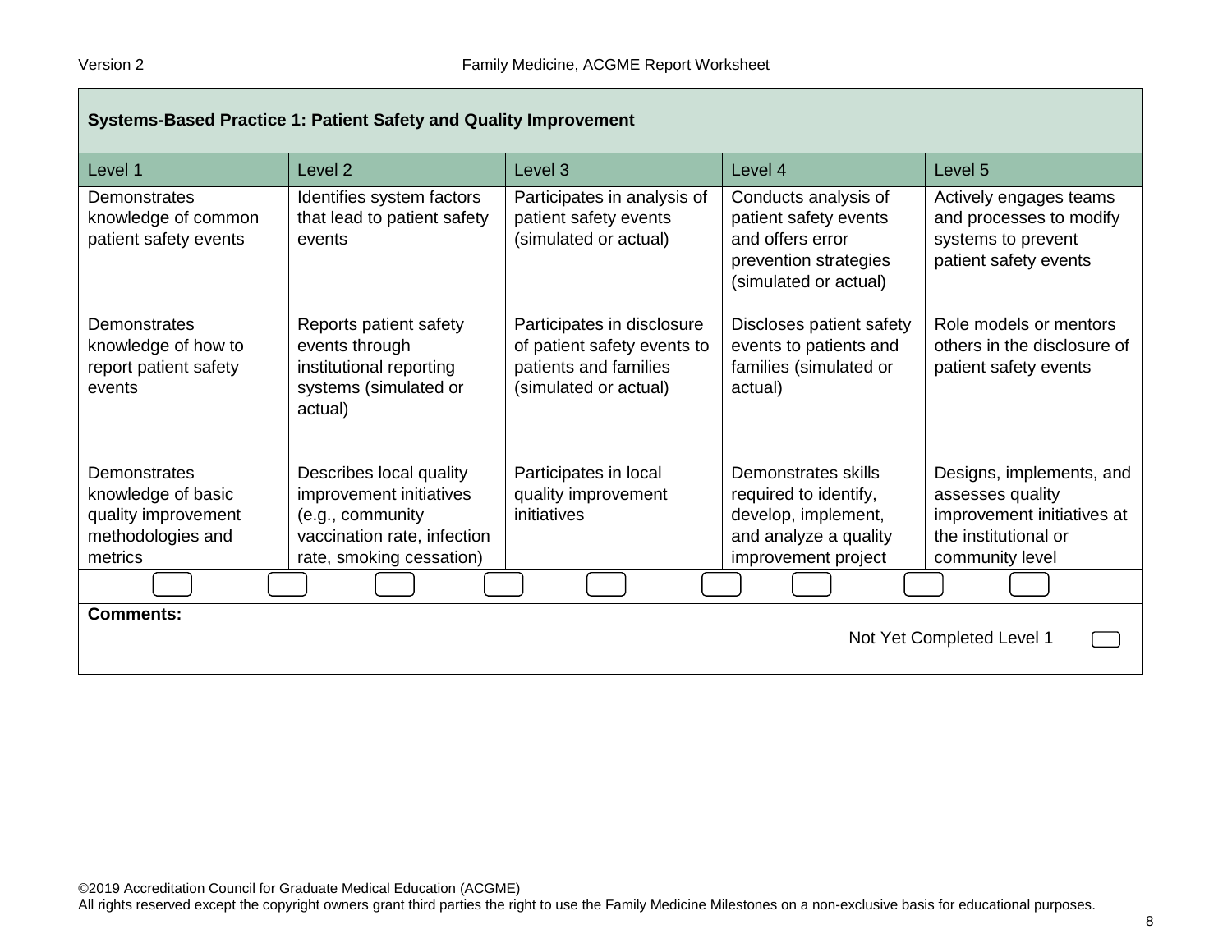## Systems-Based Practice 1: Patient Safety and Quality Improvement

| Level 1 | Level 2 | Level 3 | Level 4 | Level 5 |
|---|---|---|---|---|
| Demonstrates knowledge of common patient safety events | Identifies system factors that lead to patient safety events | Participates in analysis of patient safety events (simulated or actual) | Conducts analysis of patient safety events and offers error prevention strategies (simulated or actual) | Actively engages teams and processes to modify systems to prevent patient safety events |
| Demonstrates knowledge of how to report patient safety events | Reports patient safety events through institutional reporting systems (simulated or actual) | Participates in disclosure of patient safety events to patients and families (simulated or actual) | Discloses patient safety events to patients and families (simulated or actual) | Role models or mentors others in the disclosure of patient safety events |
| Demonstrates knowledge of basic quality improvement methodologies and metrics | Describes local quality improvement initiatives (e.g., community vaccination rate, infection rate, smoking cessation) | Participates in local quality improvement initiatives | Demonstrates skills required to identify, develop, implement, and analyze a quality improvement project | Designs, implements, and assesses quality improvement initiatives at the institutional or community level |

**Comments:**

Not Yet Completed Level 1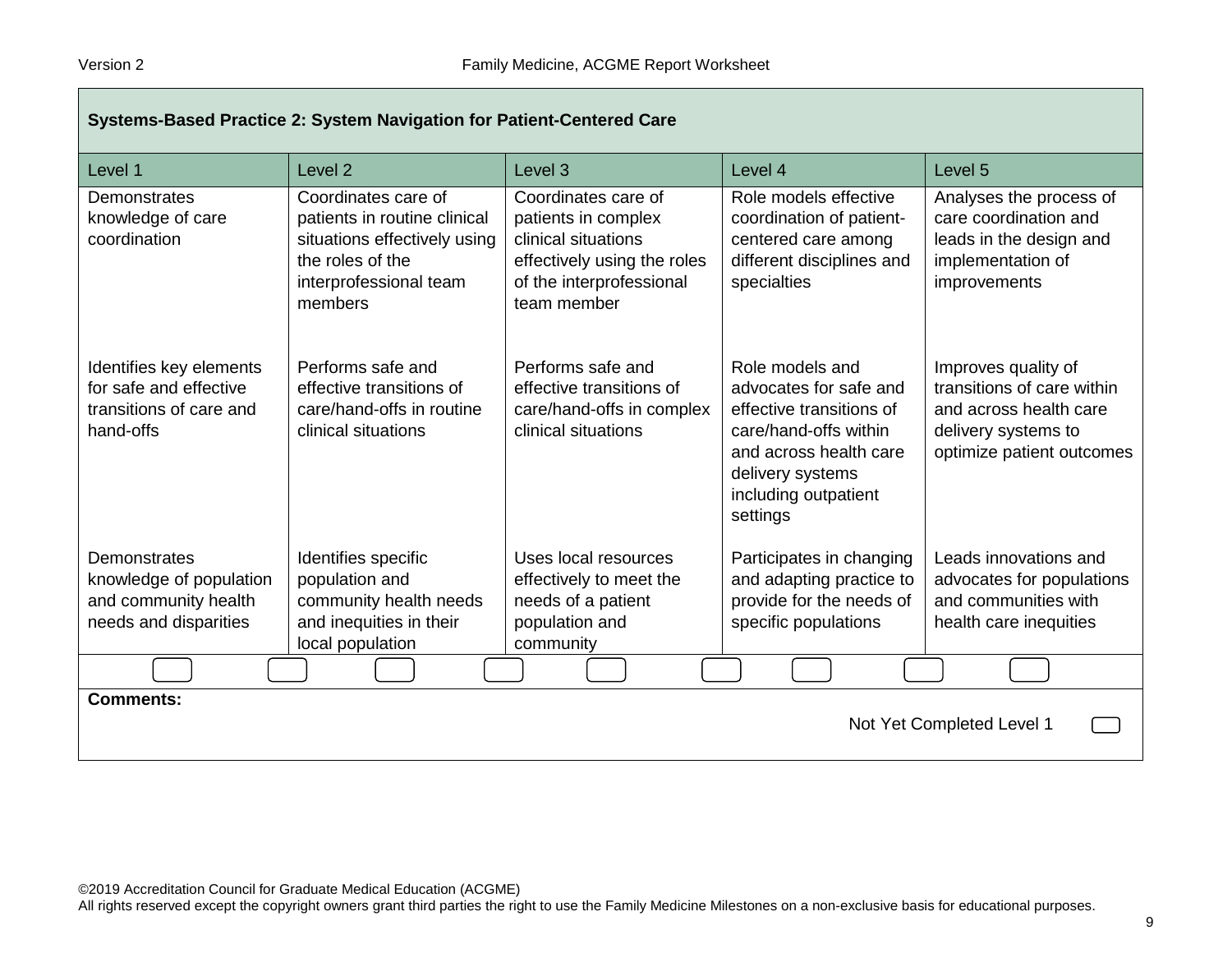| Systems-Based Practice 2: System Navigation for Patient-Centered Care | | | | |
|---|---|---|---|---|
| Level 1 | Level 2 | Level 3 | Level 4 | Level 5 |
| Demonstrates knowledge of care coordination | Coordinates care of patients in routine clinical situations effectively using the roles of the interprofessional team members | Coordinates care of patients in complex clinical situations effectively using the roles of the interprofessional team member | Role models effective coordination of patient-centered care among different disciplines and specialties | Analyses the process of care coordination and leads in the design and implementation of improvements |
| Identifies key elements for safe and effective transitions of care and hand-offs | Performs safe and effective transitions of care/hand-offs in routine clinical situations | Performs safe and effective transitions of care/hand-offs in complex clinical situations | Role models and advocates for safe and effective transitions of care/hand-offs within and across health care delivery systems including outpatient settings | Improves quality of transitions of care within and across health care delivery systems to optimize patient outcomes |
| Demonstrates knowledge of population and community health needs and disparities | Identifies specific population and community health needs and inequities in their local population | Uses local resources effectively to meet the needs of a patient population and community | Participates in changing and adapting practice to provide for the needs of specific populations | Leads innovations and advocates for populations and communities with health care inequities |

**Comments:**

Not Yet Completed Level 1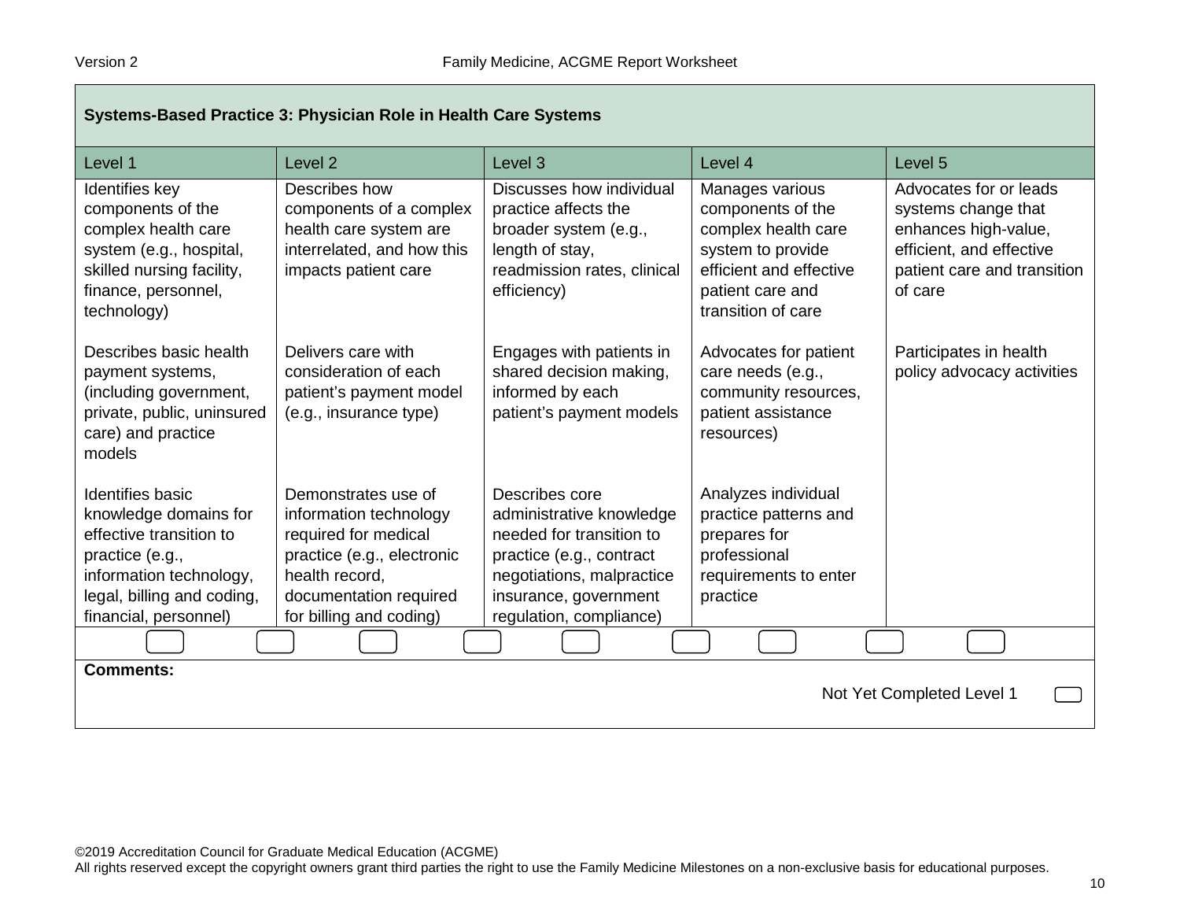## Systems-Based Practice 3: Physician Role in Health Care Systems

| Level 1 | Level 2 | Level 3 | Level 4 | Level 5 |
|---|---|---|---|---|
| Identifies key components of the complex health care system (e.g., hospital, skilled nursing facility, finance, personnel, technology) | Describes how components of a complex health care system are interrelated, and how this impacts patient care | Discusses how individual practice affects the broader system (e.g., length of stay, readmission rates, clinical efficiency) | Manages various components of the complex health care system to provide efficient and effective patient care and transition of care | Advocates for or leads systems change that enhances high-value, efficient, and effective patient care and transition of care |
| Describes basic health payment systems, (including government, private, public, uninsured care) and practice models | Delivers care with consideration of each patient's payment model (e.g., insurance type) | Engages with patients in shared decision making, informed by each patient's payment models | Advocates for patient care needs (e.g., community resources, patient assistance resources) | Participates in health policy advocacy activities |
| Identifies basic knowledge domains for effective transition to practice (e.g., information technology, legal, billing and coding, financial, personnel) | Demonstrates use of information technology required for medical practice (e.g., electronic health record, documentation required for billing and coding) | Describes core administrative knowledge needed for transition to practice (e.g., contract negotiations, malpractice insurance, government regulation, compliance) | Analyzes individual practice patterns and prepares for professional requirements to enter practice | |

**Comments:**

Not Yet Completed Level 1

©2019 Accreditation Council for Graduate Medical Education (ACGME)
All rights reserved except the copyright owners grant third parties the right to use the Family Medicine Milestones on a non-exclusive basis for educational purposes.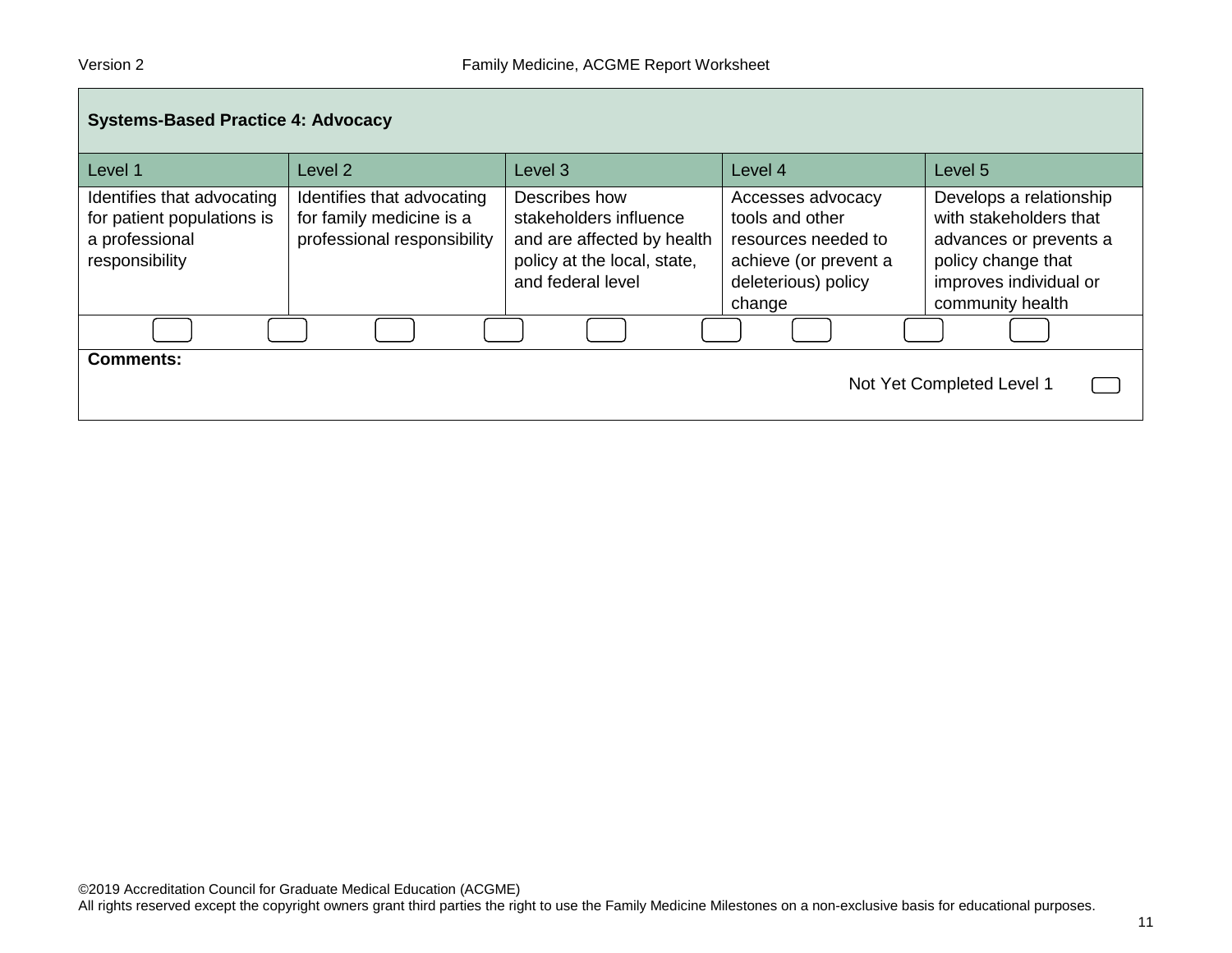| Systems-Based Practice 4: Advocacy | | | | |
|---|---|---|---|---|
| Level 1 | Level 2 | Level 3 | Level 4 | Level 5 |
| Identifies that advocating for patient populations is a professional responsibility | Identifies that advocating for family medicine is a professional responsibility | Describes how stakeholders influence and are affected by health policy at the local, state, and federal level | Accesses advocacy tools and other resources needed to achieve (or prevent a deleterious) policy change | Develops a relationship with stakeholders that advances or prevents a policy change that improves individual or community health |

**Comments:**

Not Yet Completed Level 1

©2019 Accreditation Council for Graduate Medical Education (ACGME)
All rights reserved except the copyright owners grant third parties the right to use the Family Medicine Milestones on a non-exclusive basis for educational purposes.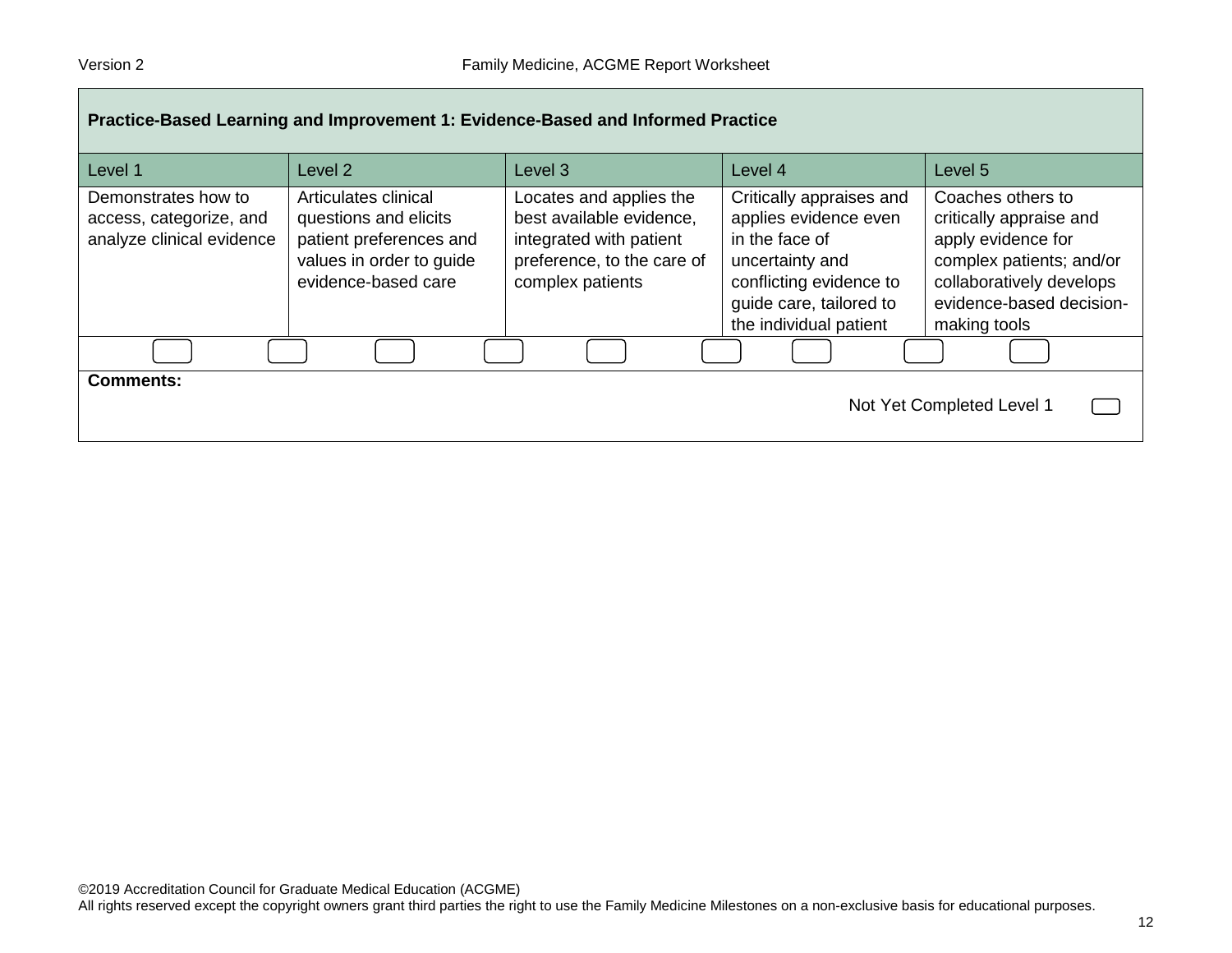## Practice-Based Learning and Improvement 1: Evidence-Based and Informed Practice

| Level 1 | Level 2 | Level 3 | Level 4 | Level 5 |
|---|---|---|---|---|
| Demonstrates how to access, categorize, and analyze clinical evidence | Articulates clinical questions and elicits patient preferences and values in order to guide evidence-based care | Locates and applies the best available evidence, integrated with patient preference, to the care of complex patients | Critically appraises and applies evidence even in the face of uncertainty and conflicting evidence to guide care, tailored to the individual patient | Coaches others to critically appraise and apply evidence for complex patients; and/or collaboratively develops evidence-based decision-making tools |

**Comments:**

Not Yet Completed Level 1

©2019 Accreditation Council for Graduate Medical Education (ACGME)
All rights reserved except the copyright owners grant third parties the right to use the Family Medicine Milestones on a non-exclusive basis for educational purposes.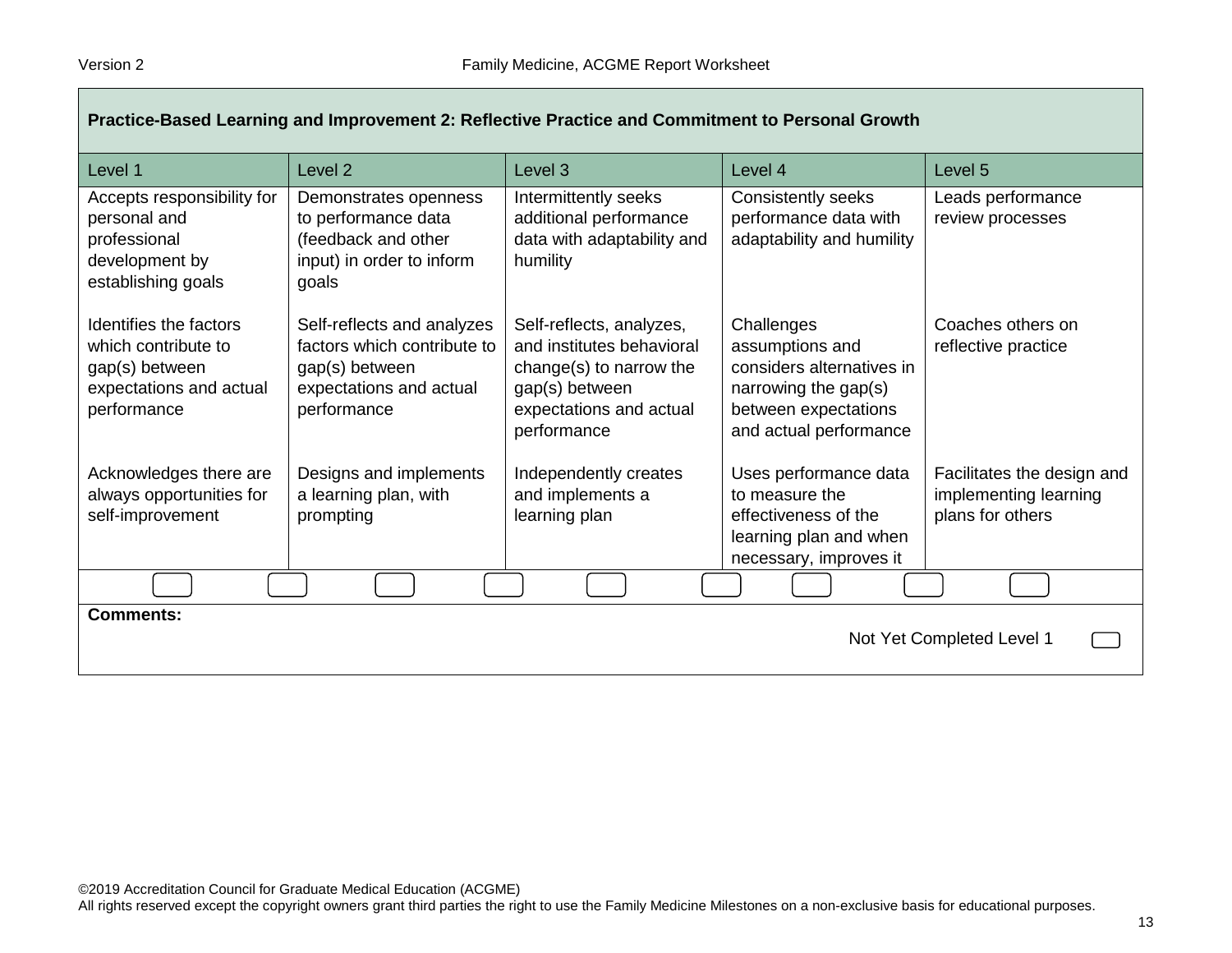## Practice-Based Learning and Improvement 2: Reflective Practice and Commitment to Personal Growth

| Level 1 | Level 2 | Level 3 | Level 4 | Level 5 |
|---|---|---|---|---|
| Accepts responsibility for personal and professional development by establishing goals | Demonstrates openness to performance data (feedback and other input) in order to inform goals | Intermittently seeks additional performance data with adaptability and humility | Consistently seeks performance data with adaptability and humility | Leads performance review processes |
| Identifies the factors which contribute to gap(s) between expectations and actual performance | Self-reflects and analyzes factors which contribute to gap(s) between expectations and actual performance | Self-reflects, analyzes, and institutes behavioral change(s) to narrow the gap(s) between expectations and actual performance | Challenges assumptions and considers alternatives in narrowing the gap(s) between expectations and actual performance | Coaches others on reflective practice |
| Acknowledges there are always opportunities for self-improvement | Designs and implements a learning plan, with prompting | Independently creates and implements a learning plan | Uses performance data to measure the effectiveness of the learning plan and when necessary, improves it | Facilitates the design and implementing learning plans for others |

**Comments:**

Not Yet Completed Level 1

©2019 Accreditation Council for Graduate Medical Education (ACGME)
All rights reserved except the copyright owners grant third parties the right to use the Family Medicine Milestones on a non-exclusive basis for educational purposes.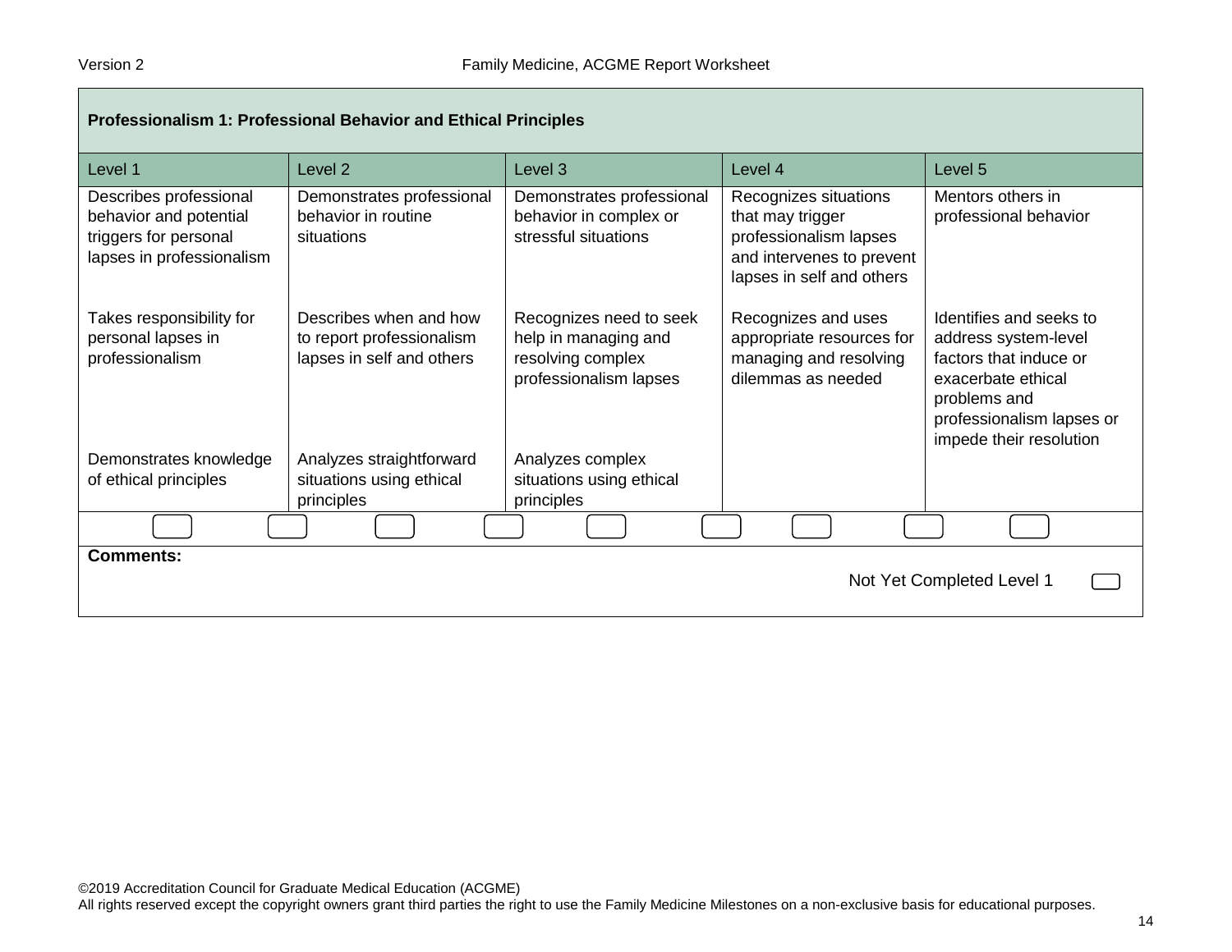## Professionalism 1: Professional Behavior and Ethical Principles

| Level 1 | Level 2 | Level 3 | Level 4 | Level 5 |
|---|---|---|---|---|
| Describes professional behavior and potential triggers for personal lapses in professionalism | Demonstrates professional behavior in routine situations | Demonstrates professional behavior in complex or stressful situations | Recognizes situations that may trigger professionalism lapses and intervenes to prevent lapses in self and others | Mentors others in professional behavior |
| Takes responsibility for personal lapses in professionalism | Describes when and how to report professionalism lapses in self and others | Recognizes need to seek help in managing and resolving complex professionalism lapses | Recognizes and uses appropriate resources for managing and resolving dilemmas as needed | Identifies and seeks to address system-level factors that induce or exacerbate ethical problems and professionalism lapses or impede their resolution |
| Demonstrates knowledge of ethical principles | Analyzes straightforward situations using ethical principles | Analyzes complex situations using ethical principles | | |

**Comments:**

Not Yet Completed Level 1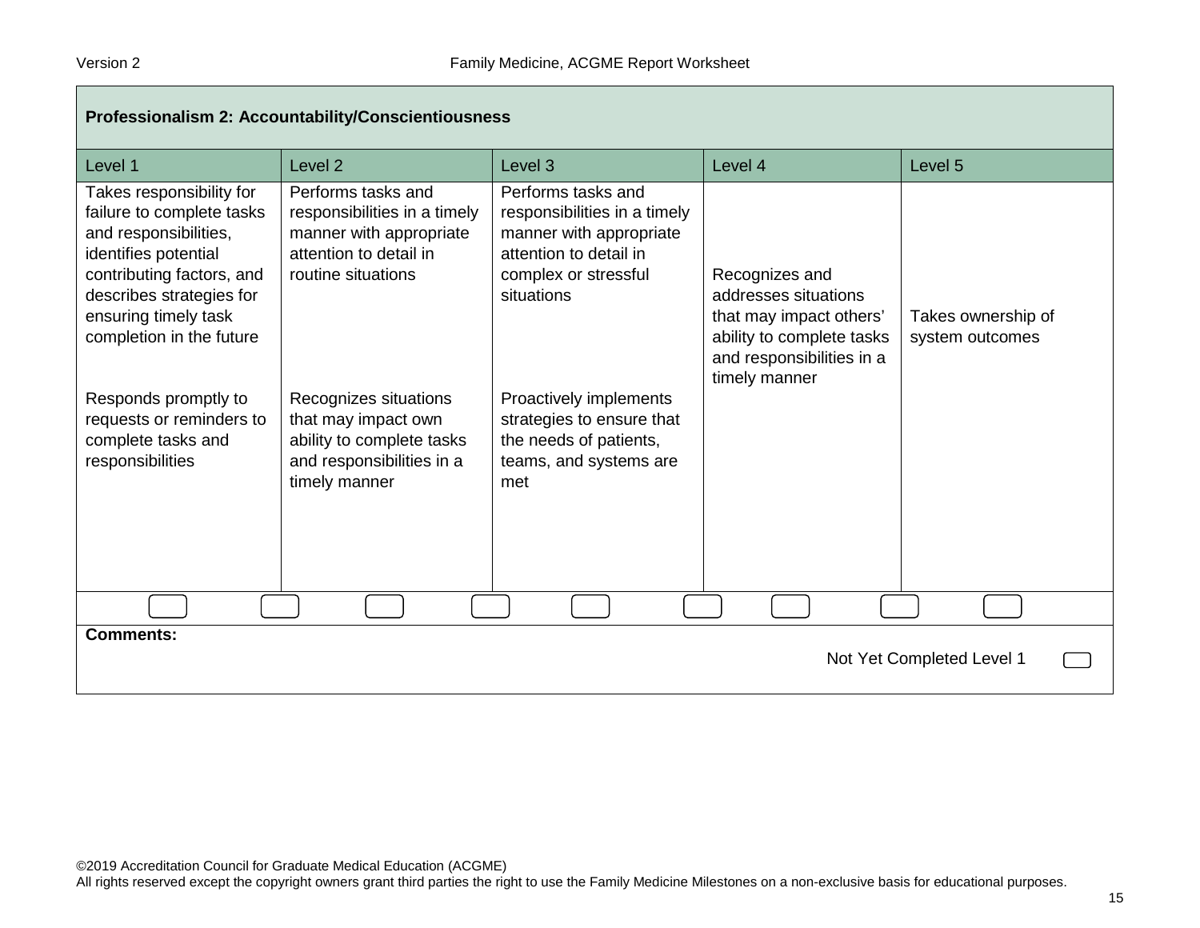## Professionalism 2: Accountability/Conscientiousness

| Level 1 | Level 2 | Level 3 | Level 4 | Level 5 |
|---|---|---|---|---|
| Takes responsibility for failure to complete tasks and responsibilities, identifies potential contributing factors, and describes strategies for ensuring timely task completion in the future | Performs tasks and responsibilities in a timely manner with appropriate attention to detail in routine situations | Performs tasks and responsibilities in a timely manner with appropriate attention to detail in complex or stressful situations | Recognizes and addresses situations that may impact others' ability to complete tasks and responsibilities in a timely manner | Takes ownership of system outcomes |
| Responds promptly to requests or reminders to complete tasks and responsibilities | Recognizes situations that may impact own ability to complete tasks and responsibilities in a timely manner | Proactively implements strategies to ensure that the needs of patients, teams, and systems are met | | |

**Comments:**

Not Yet Completed Level 1

©2019 Accreditation Council for Graduate Medical Education (ACGME)
All rights reserved except the copyright owners grant third parties the right to use the Family Medicine Milestones on a non-exclusive basis for educational purposes.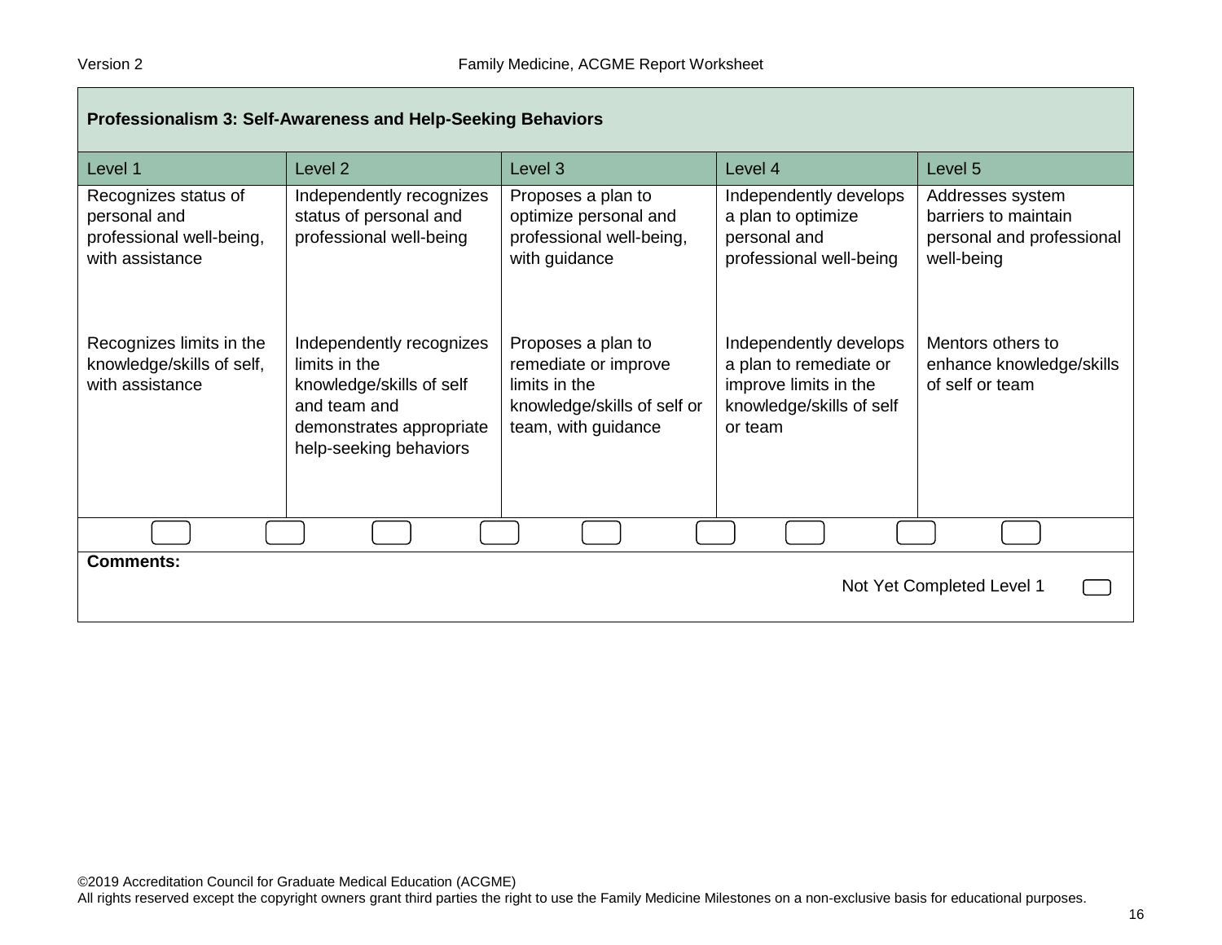## Professionalism 3: Self-Awareness and Help-Seeking Behaviors

| Level 1 | Level 2 | Level 3 | Level 4 | Level 5 |
|---|---|---|---|---|
| Recognizes status of personal and professional well-being, with assistance | Independently recognizes status of personal and professional well-being | Proposes a plan to optimize personal and professional well-being, with guidance | Independently develops a plan to optimize personal and professional well-being | Addresses system barriers to maintain personal and professional well-being |
| Recognizes limits in the knowledge/skills of self, with assistance | Independently recognizes limits in the knowledge/skills of self and team and demonstrates appropriate help-seeking behaviors | Proposes a plan to remediate or improve limits in the knowledge/skills of self or team, with guidance | Independently develops a plan to remediate or improve limits in the knowledge/skills of self or team | Mentors others to enhance knowledge/skills of self or team |

**Comments:**

Not Yet Completed Level 1

©2019 Accreditation Council for Graduate Medical Education (ACGME)
All rights reserved except the copyright owners grant third parties the right to use the Family Medicine Milestones on a non-exclusive basis for educational purposes.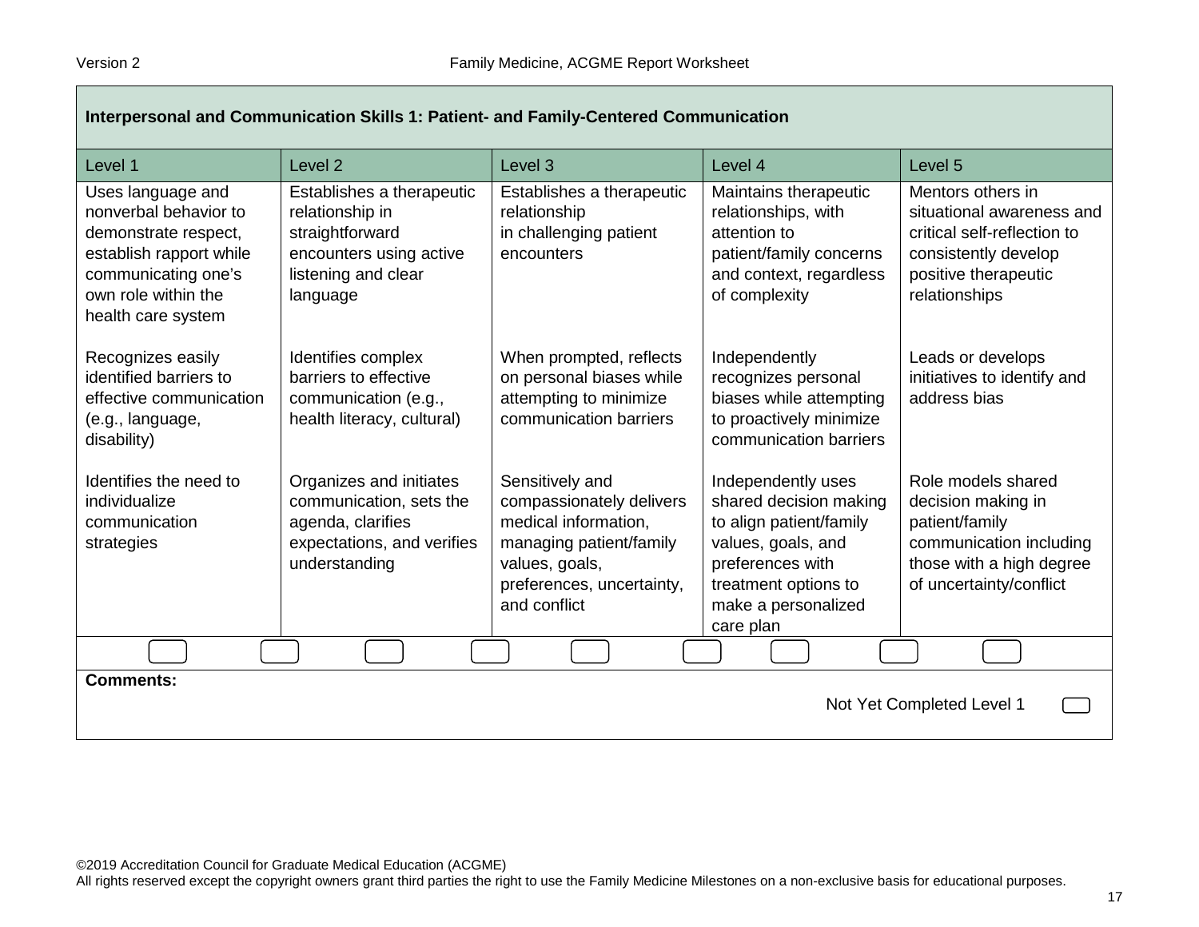| Interpersonal and Communication Skills 1: Patient- and Family-Centered Communication | | | | |
|---|---|---|---|---|
| Level 1 | Level 2 | Level 3 | Level 4 | Level 5 |
| Uses language and nonverbal behavior to demonstrate respect, establish rapport while communicating one's own role within the health care system<br><br>Recognizes easily identified barriers to effective communication (e.g., language, disability)<br><br>Identifies the need to individualize communication strategies | Establishes a therapeutic relationship in straightforward encounters using active listening and clear language<br><br>Identifies complex barriers to effective communication (e.g., health literacy, cultural)<br><br>Organizes and initiates communication, sets the agenda, clarifies expectations, and verifies understanding | Establishes a therapeutic relationship in challenging patient encounters<br><br>When prompted, reflects on personal biases while attempting to minimize communication barriers<br><br>Sensitively and compassionately delivers medical information, managing patient/family values, goals, preferences, uncertainty, and conflict | Maintains therapeutic relationships, with attention to patient/family concerns and context, regardless of complexity<br><br>Independently recognizes personal biases while attempting to proactively minimize communication barriers<br><br>Independently uses shared decision making to align patient/family values, goals, and preferences with treatment options to make a personalized care plan | Mentors others in situational awareness and critical self-reflection to consistently develop positive therapeutic relationships<br><br>Leads or develops initiatives to identify and address bias<br><br>Role models shared decision making in patient/family communication including those with a high degree of uncertainty/conflict |

**Comments:**

Not Yet Completed Level 1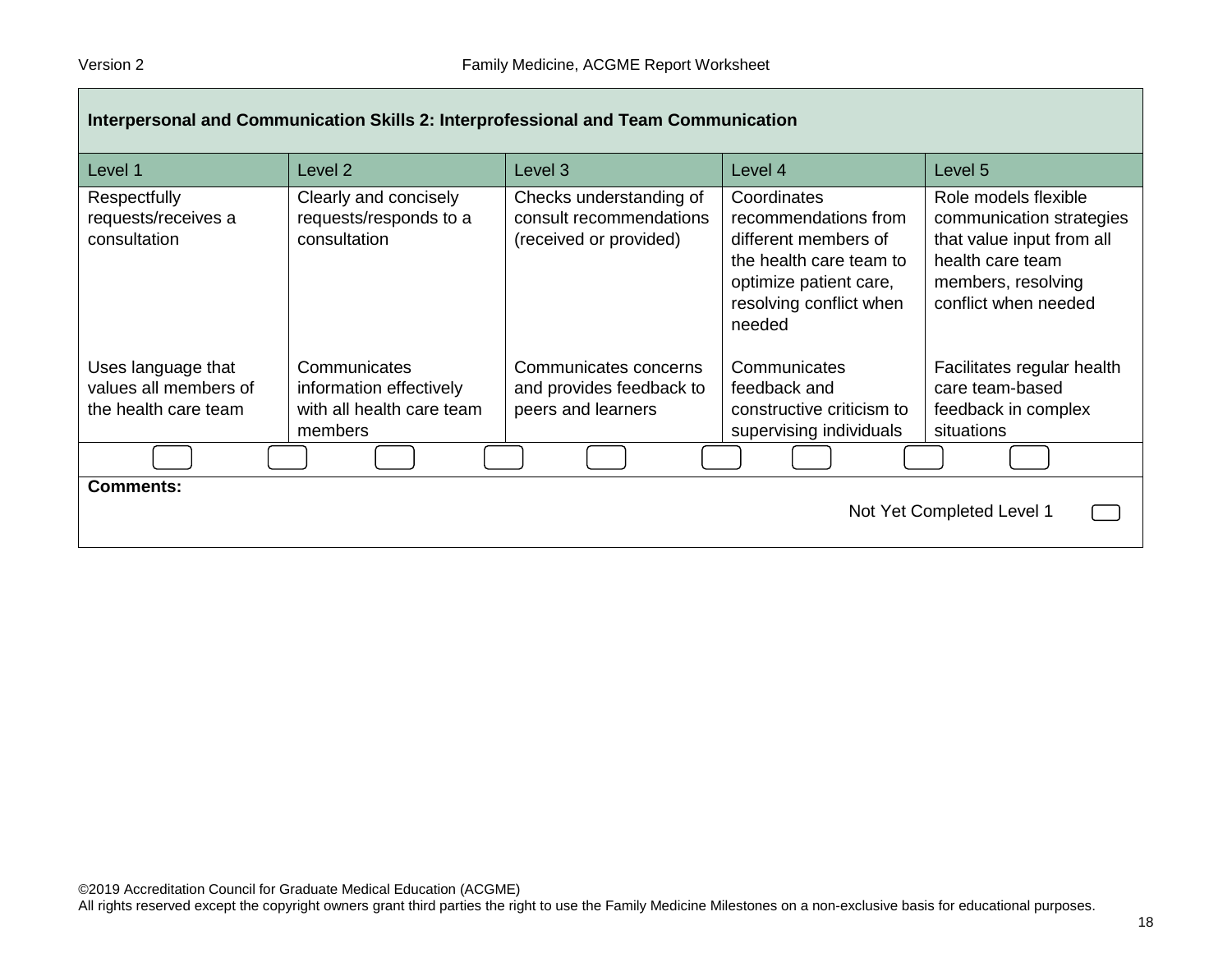## Interpersonal and Communication Skills 2: Interprofessional and Team Communication

| Level 1 | Level 2 | Level 3 | Level 4 | Level 5 |
|---|---|---|---|---|
| Respectfully requests/receives a consultation | Clearly and concisely requests/responds to a consultation | Checks understanding of consult recommendations (received or provided) | Coordinates recommendations from different members of the health care team to optimize patient care, resolving conflict when needed | Role models flexible communication strategies that value input from all health care team members, resolving conflict when needed |
| Uses language that values all members of the health care team | Communicates information effectively with all health care team members | Communicates concerns and provides feedback to peers and learners | Communicates feedback and constructive criticism to supervising individuals | Facilitates regular health care team-based feedback in complex situations |

**Comments:**

Not Yet Completed Level 1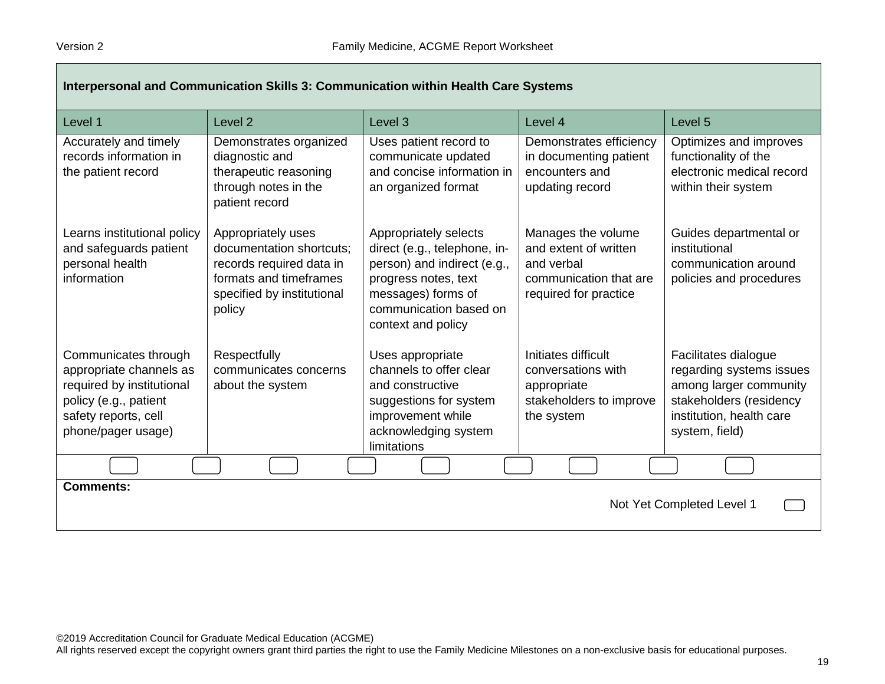## Interpersonal and Communication Skills 3: Communication within Health Care Systems

| Level 1 | Level 2 | Level 3 | Level 4 | Level 5 |
|---|---|---|---|---|
| Accurately and timely records information in the patient record | Demonstrates organized diagnostic and therapeutic reasoning through notes in the patient record | Uses patient record to communicate updated and concise information in an organized format | Demonstrates efficiency in documenting patient encounters and updating record | Optimizes and improves functionality of the electronic medical record within their system |
| Learns institutional policy and safeguards patient personal health information | Appropriately uses documentation shortcuts; records required data in formats and timeframes specified by institutional policy | Appropriately selects direct (e.g., telephone, in-person) and indirect (e.g., progress notes, text messages) forms of communication based on context and policy | Manages the volume and extent of written and verbal communication that are required for practice | Guides departmental or institutional communication around policies and procedures |
| Communicates through appropriate channels as required by institutional policy (e.g., patient safety reports, cell phone/pager usage) | Respectfully communicates concerns about the system | Uses appropriate channels to offer clear and constructive suggestions for system improvement while acknowledging system limitations | Initiates difficult conversations with appropriate stakeholders to improve the system | Facilitates dialogue regarding systems issues among larger community stakeholders (residency institution, health care system, field) |

**Comments:**

Not Yet Completed Level 1

©2019 Accreditation Council for Graduate Medical Education (ACGME)
All rights reserved except the copyright owners grant third parties the right to use the Family Medicine Milestones on a non-exclusive basis for educational purposes.